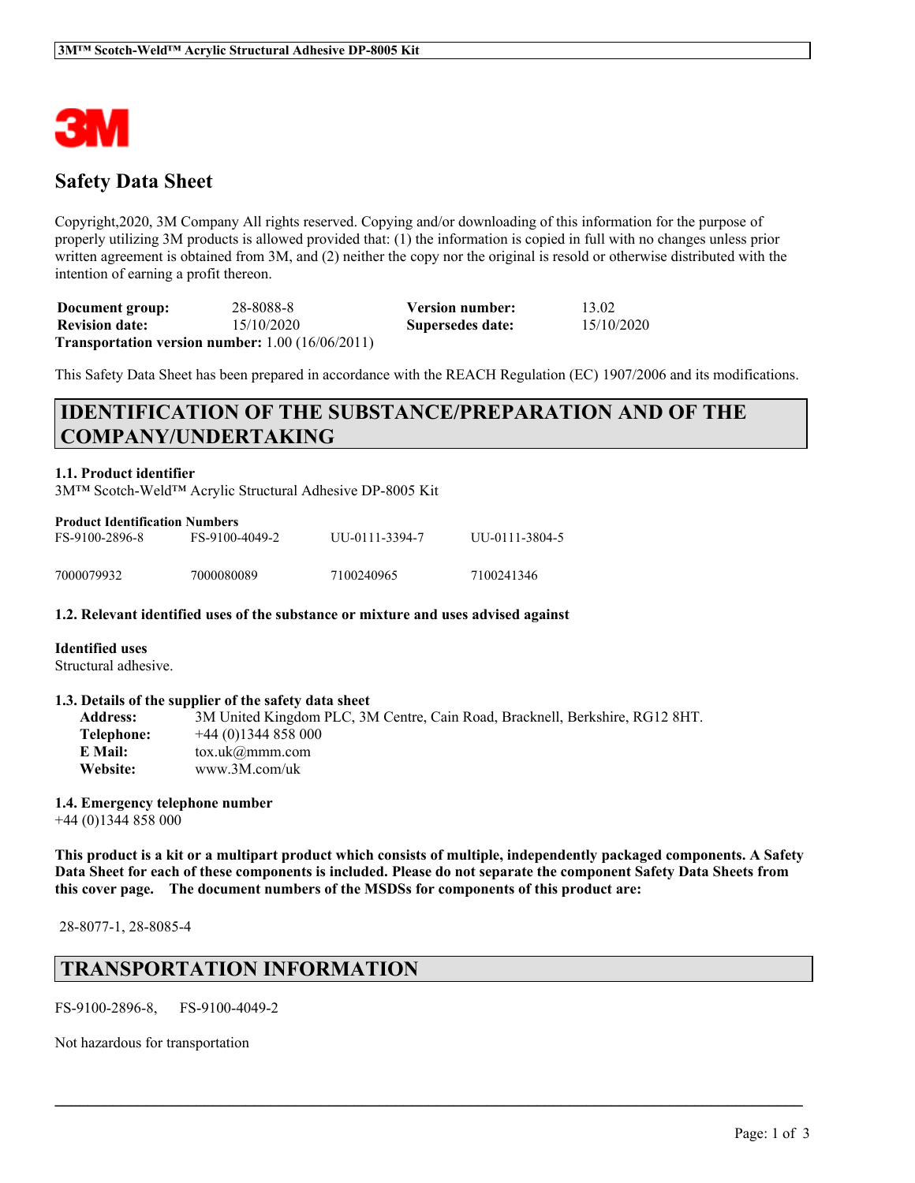# Safety Data Sheet

Copyright,2020, 3M Company All rights reserved. Copying and/or downloading of this information for the purpose of properly utilizing 3M products is allowed provided that: (1) the information is copied in full with no changes unless prior written agreement is obtained from 3M, and (2) neither the copy nor the original is resold or otherwise distributed with the intention of earning a profit thereon.

| **Document group:** | 28-8088-8 | **Version number:** | 13.02 |
|---|---|---|---|
| **Revision date:** | 15/10/2020 | **Supersedes date:** | 15/10/2020 |

**Transportation version number:** 1.00 (16/06/2011)

This Safety Data Sheet has been prepared in accordance with the REACH Regulation (EC) 1907/2006 and its modifications.

## IDENTIFICATION OF THE SUBSTANCE/PREPARATION AND OF THE COMPANY/UNDERTAKING

### 1.1. Product identifier

3M™ Scotch-Weld™ Acrylic Structural Adhesive DP-8005 Kit

**Product Identification Numbers**

| FS-9100-2896-8 | FS-9100-4049-2 | UU-0111-3394-7 | UU-0111-3804-5 |
|---|---|---|---|
| 7000079932 | 7000080089 | 7100240965 | 7100241346 |

### 1.2. Relevant identified uses of the substance or mixture and uses advised against

**Identified uses**

Structural adhesive.

### 1.3. Details of the supplier of the safety data sheet

**Address:** 3M United Kingdom PLC, 3M Centre, Cain Road, Bracknell, Berkshire, RG12 8HT.
**Telephone:** +44 (0)1344 858 000
**E Mail:** tox.uk@mmm.com
**Website:** www.3M.com/uk

### 1.4. Emergency telephone number

+44 (0)1344 858 000

**This product is a kit or a multipart product which consists of multiple, independently packaged components. A Safety Data Sheet for each of these components is included. Please do not separate the component Safety Data Sheets from this cover page. The document numbers of the MSDSs for components of this product are:**

28-8077-1, 28-8085-4

## TRANSPORTATION INFORMATION

FS-9100-2896-8, FS-9100-4049-2

Not hazardous for transportation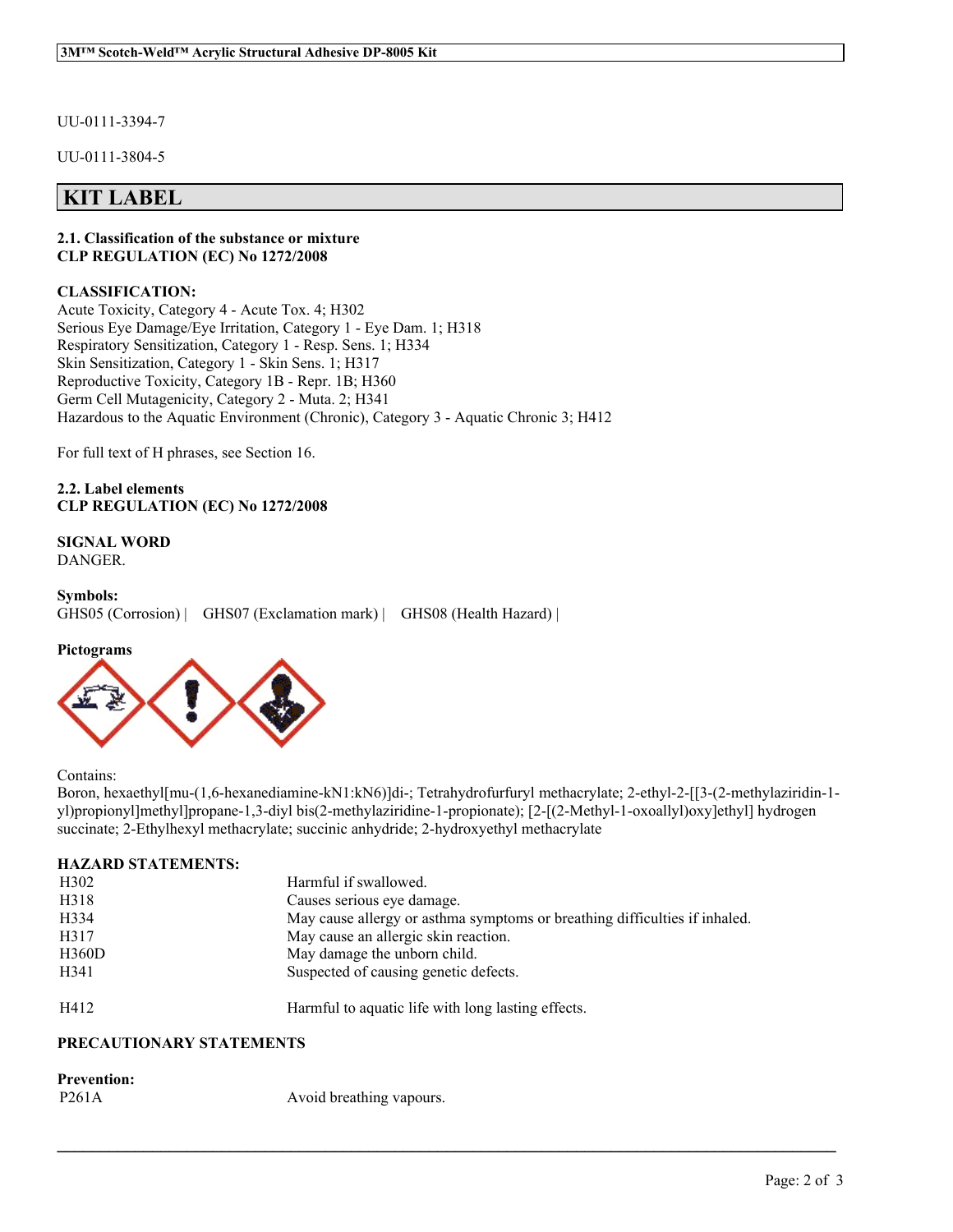UU-0111-3394-7

UU-0111-3804-5

## KIT LABEL

**2.1. Classification of the substance or mixture**
**CLP REGULATION (EC) No 1272/2008**

**CLASSIFICATION:**
Acute Toxicity, Category 4 - Acute Tox. 4; H302
Serious Eye Damage/Eye Irritation, Category 1 - Eye Dam. 1; H318
Respiratory Sensitization, Category 1 - Resp. Sens. 1; H334
Skin Sensitization, Category 1 - Skin Sens. 1; H317
Reproductive Toxicity, Category 1B - Repr. 1B; H360
Germ Cell Mutagenicity, Category 2 - Muta. 2; H341
Hazardous to the Aquatic Environment (Chronic), Category 3 - Aquatic Chronic 3; H412

For full text of H phrases, see Section 16.

**2.2. Label elements**
**CLP REGULATION (EC) No 1272/2008**

**SIGNAL WORD**
DANGER.

**Symbols:**
GHS05 (Corrosion) | GHS07 (Exclamation mark) | GHS08 (Health Hazard) |

**Pictograms**

Contains:
Boron, hexaethyl[mu-(1,6-hexanediamine-kN1:kN6)]di-; Tetrahydrofurfuryl methacrylate; 2-ethyl-2-[[3-(2-methylaziridin-1-yl)propionyl]methyl]propane-1,3-diyl bis(2-methylaziridine-1-propionate); [2-[(2-Methyl-1-oxoallyl)oxy]ethyl] hydrogen succinate; 2-Ethylhexyl methacrylate; succinic anhydride; 2-hydroxyethyl methacrylate

**HAZARD STATEMENTS:**

| | |
|---|---|
| H302 | Harmful if swallowed. |
| H318 | Causes serious eye damage. |
| H334 | May cause allergy or asthma symptoms or breathing difficulties if inhaled. |
| H317 | May cause an allergic skin reaction. |
| H360D | May damage the unborn child. |
| H341 | Suspected of causing genetic defects. |
| H412 | Harmful to aquatic life with long lasting effects. |

**PRECAUTIONARY STATEMENTS**

**Prevention:**

| | |
|---|---|
| P261A | Avoid breathing vapours. |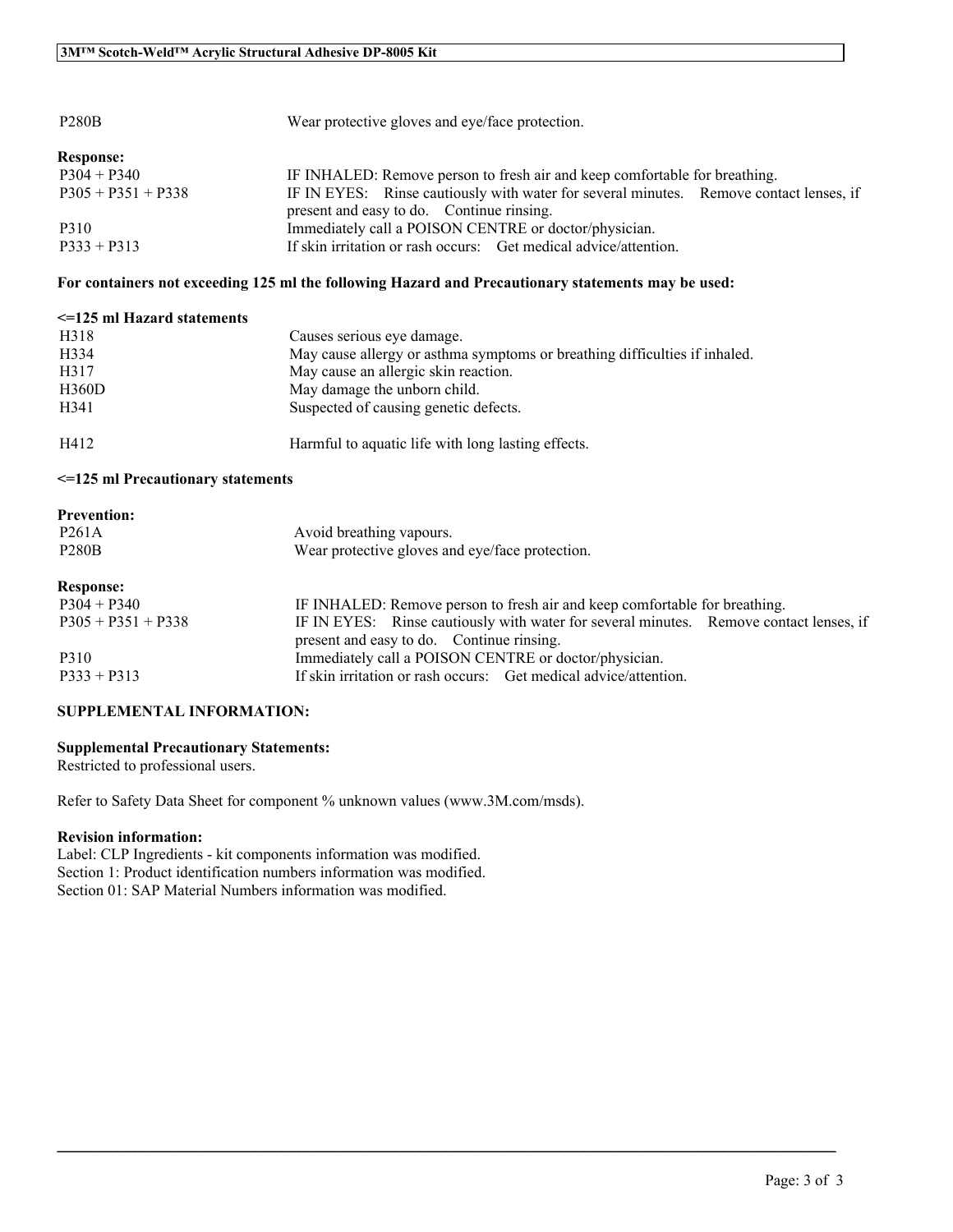| | |
|---|---|
| P280B | Wear protective gloves and eye/face protection. |

**Response:**

| | |
|---|---|
| P304 + P340 | IF INHALED: Remove person to fresh air and keep comfortable for breathing. |
| P305 + P351 + P338 | IF IN EYES: Rinse cautiously with water for several minutes. Remove contact lenses, if present and easy to do. Continue rinsing. |
| P310 | Immediately call a POISON CENTRE or doctor/physician. |
| P333 + P313 | If skin irritation or rash occurs: Get medical advice/attention. |

**For containers not exceeding 125 ml the following Hazard and Precautionary statements may be used:**

**<=125 ml Hazard statements**

| | |
|---|---|
| H318 | Causes serious eye damage. |
| H334 | May cause allergy or asthma symptoms or breathing difficulties if inhaled. |
| H317 | May cause an allergic skin reaction. |
| H360D | May damage the unborn child. |
| H341 | Suspected of causing genetic defects. |
| H412 | Harmful to aquatic life with long lasting effects. |

**<=125 ml Precautionary statements**

**Prevention:**

| | |
|---|---|
| P261A | Avoid breathing vapours. |
| P280B | Wear protective gloves and eye/face protection. |

**Response:**

| | |
|---|---|
| P304 + P340 | IF INHALED: Remove person to fresh air and keep comfortable for breathing. |
| P305 + P351 + P338 | IF IN EYES: Rinse cautiously with water for several minutes. Remove contact lenses, if present and easy to do. Continue rinsing. |
| P310 | Immediately call a POISON CENTRE or doctor/physician. |
| P333 + P313 | If skin irritation or rash occurs: Get medical advice/attention. |

**SUPPLEMENTAL INFORMATION:**

**Supplemental Precautionary Statements:**
Restricted to professional users.

Refer to Safety Data Sheet for component % unknown values (www.3M.com/msds).

**Revision information:**
Label: CLP Ingredients - kit components information was modified.
Section 1: Product identification numbers information was modified.
Section 01: SAP Material Numbers information was modified.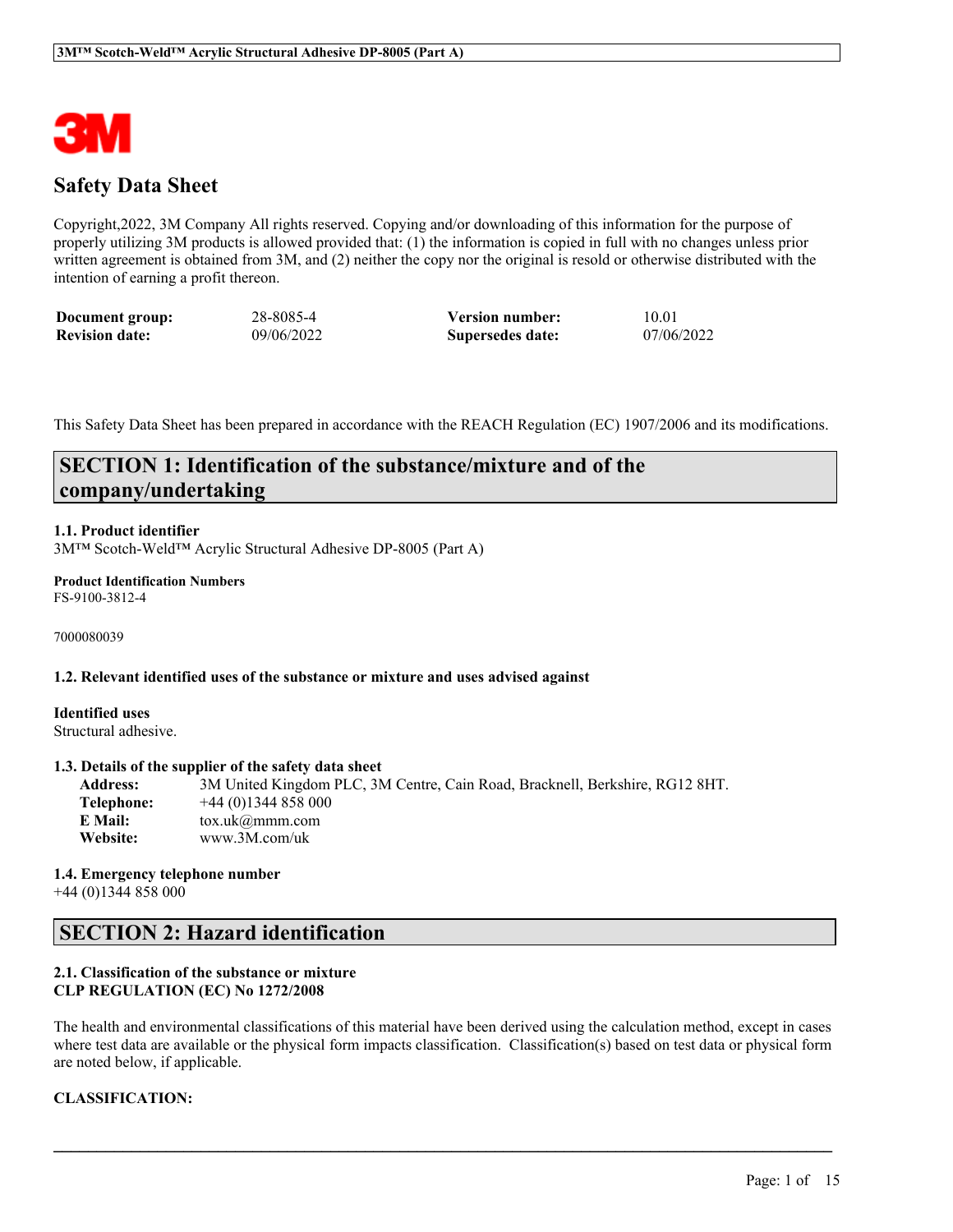# Safety Data Sheet

Copyright,2022, 3M Company All rights reserved. Copying and/or downloading of this information for the purpose of properly utilizing 3M products is allowed provided that: (1) the information is copied in full with no changes unless prior written agreement is obtained from 3M, and (2) neither the copy nor the original is resold or otherwise distributed with the intention of earning a profit thereon.

| | | | |
|---|---|---|---|
| **Document group:** | 28-8085-4 | **Version number:** | 10.01 |
| **Revision date:** | 09/06/2022 | **Supersedes date:** | 07/06/2022 |

This Safety Data Sheet has been prepared in accordance with the REACH Regulation (EC) 1907/2006 and its modifications.

## SECTION 1: Identification of the substance/mixture and of the company/undertaking

### 1.1. Product identifier
3M™ Scotch-Weld™ Acrylic Structural Adhesive DP-8005 (Part A)

**Product Identification Numbers**
FS-9100-3812-4

7000080039

### 1.2. Relevant identified uses of the substance or mixture and uses advised against

**Identified uses**
Structural adhesive.

### 1.3. Details of the supplier of the safety data sheet

**Address:** 3M United Kingdom PLC, 3M Centre, Cain Road, Bracknell, Berkshire, RG12 8HT.
**Telephone:** +44 (0)1344 858 000
**E Mail:** tox.uk@mmm.com
**Website:** www.3M.com/uk

### 1.4. Emergency telephone number
+44 (0)1344 858 000

## SECTION 2: Hazard identification

### 2.1. Classification of the substance or mixture
**CLP REGULATION (EC) No 1272/2008**

The health and environmental classifications of this material have been derived using the calculation method, except in cases where test data are available or the physical form impacts classification. Classification(s) based on test data or physical form are noted below, if applicable.

**CLASSIFICATION:**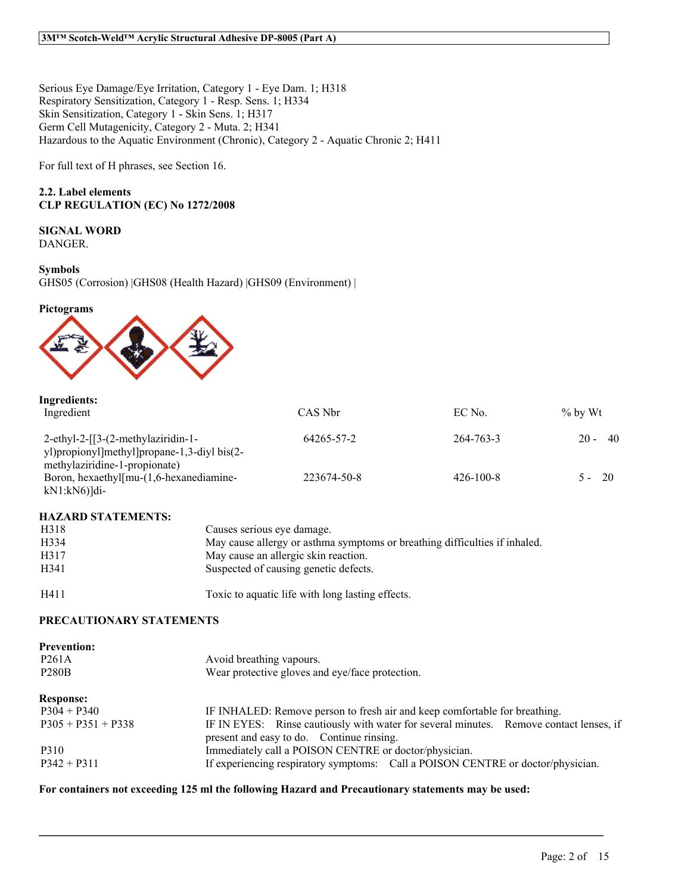Serious Eye Damage/Eye Irritation, Category 1 - Eye Dam. 1; H318
Respiratory Sensitization, Category 1 - Resp. Sens. 1; H334
Skin Sensitization, Category 1 - Skin Sens. 1; H317
Germ Cell Mutagenicity, Category 2 - Muta. 2; H341
Hazardous to the Aquatic Environment (Chronic), Category 2 - Aquatic Chronic 2; H411

For full text of H phrases, see Section 16.

**2.2. Label elements**
**CLP REGULATION (EC) No 1272/2008**

**SIGNAL WORD**
DANGER.

**Symbols**
GHS05 (Corrosion) |GHS08 (Health Hazard) |GHS09 (Environment) |

**Pictograms**

**Ingredients:**

| Ingredient | CAS Nbr | EC No. | % by Wt |
|---|---|---|---|
| 2-ethyl-2-[[3-(2-methylaziridin-1-yl)propionyl]methyl]propane-1,3-diyl bis(2-methylaziridine-1-propionate) | 64265-57-2 | 264-763-3 | 20 - 40 |
| Boron, hexaethyl[mu-(1,6-hexanediamine-kN1:kN6)]di- | 223674-50-8 | 426-100-8 | 5 - 20 |

**HAZARD STATEMENTS:**

| | |
|---|---|
| H318 | Causes serious eye damage. |
| H334 | May cause allergy or asthma symptoms or breathing difficulties if inhaled. |
| H317 | May cause an allergic skin reaction. |
| H341 | Suspected of causing genetic defects. |
| H411 | Toxic to aquatic life with long lasting effects. |

**PRECAUTIONARY STATEMENTS**

**Prevention:**

| | |
|---|---|
| P261A | Avoid breathing vapours. |
| P280B | Wear protective gloves and eye/face protection. |

**Response:**

| | |
|---|---|
| P304 + P340 | IF INHALED: Remove person to fresh air and keep comfortable for breathing. |
| P305 + P351 + P338 | IF IN EYES: Rinse cautiously with water for several minutes. Remove contact lenses, if present and easy to do. Continue rinsing. |
| P310 | Immediately call a POISON CENTRE or doctor/physician. |
| P342 + P311 | If experiencing respiratory symptoms: Call a POISON CENTRE or doctor/physician. |

**For containers not exceeding 125 ml the following Hazard and Precautionary statements may be used:**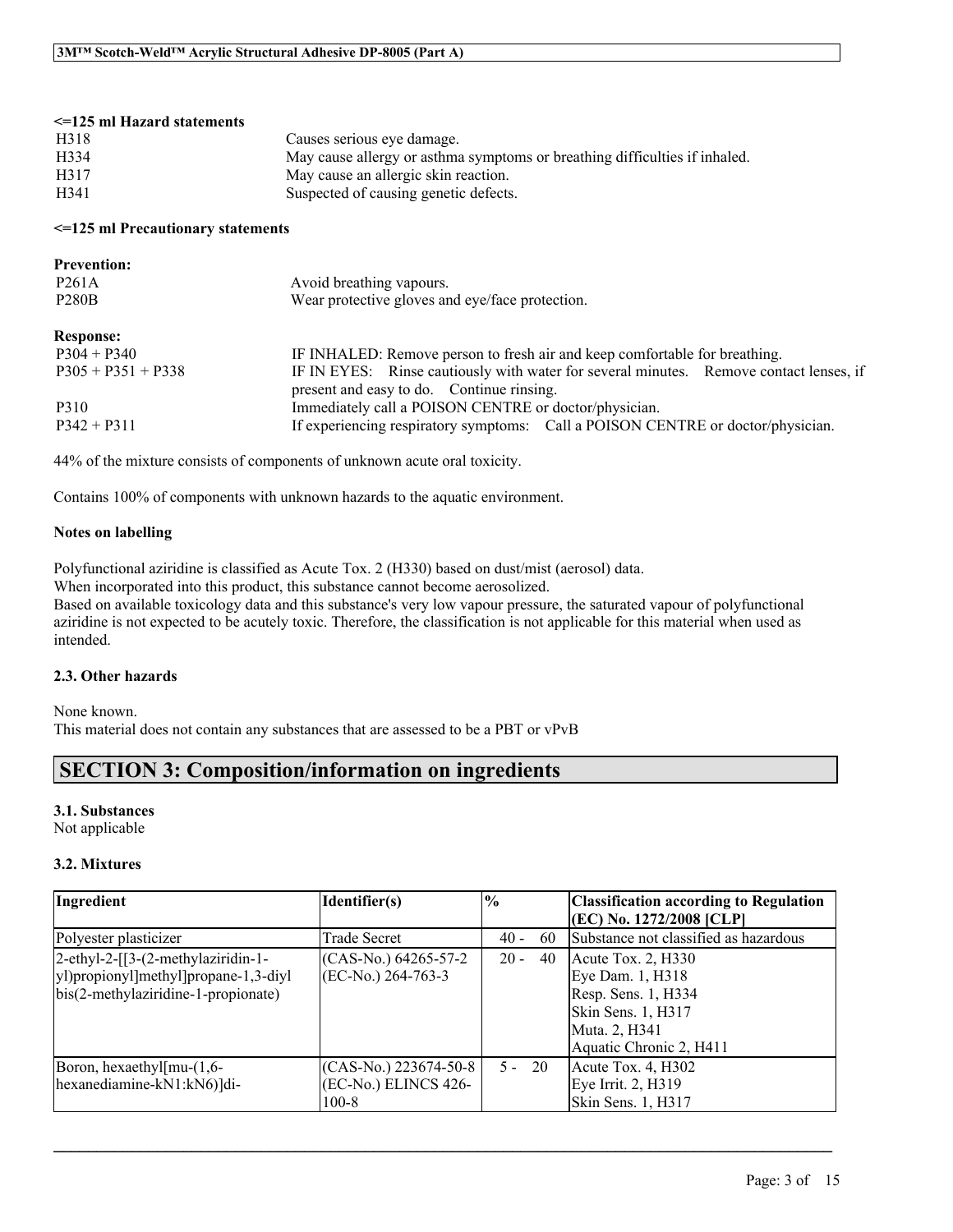**<=125 ml Hazard statements**

| | |
|---|---|
| H318 | Causes serious eye damage. |
| H334 | May cause allergy or asthma symptoms or breathing difficulties if inhaled. |
| H317 | May cause an allergic skin reaction. |
| H341 | Suspected of causing genetic defects. |

**<=125 ml Precautionary statements**

**Prevention:**

| | |
|---|---|
| P261A | Avoid breathing vapours. |
| P280B | Wear protective gloves and eye/face protection. |

**Response:**

| | |
|---|---|
| P304 + P340 | IF INHALED: Remove person to fresh air and keep comfortable for breathing. |
| P305 + P351 + P338 | IF IN EYES: Rinse cautiously with water for several minutes. Remove contact lenses, if present and easy to do. Continue rinsing. |
| P310 | Immediately call a POISON CENTRE or doctor/physician. |
| P342 + P311 | If experiencing respiratory symptoms: Call a POISON CENTRE or doctor/physician. |

44% of the mixture consists of components of unknown acute oral toxicity.

Contains 100% of components with unknown hazards to the aquatic environment.

**Notes on labelling**

Polyfunctional aziridine is classified as Acute Tox. 2 (H330) based on dust/mist (aerosol) data.
When incorporated into this product, this substance cannot become aerosolized.
Based on available toxicology data and this substance's very low vapour pressure, the saturated vapour of polyfunctional aziridine is not expected to be acutely toxic. Therefore, the classification is not applicable for this material when used as intended.

### 2.3. Other hazards

None known.
This material does not contain any substances that are assessed to be a PBT or vPvB

## SECTION 3: Composition/information on ingredients

### 3.1. Substances

Not applicable

### 3.2. Mixtures

| Ingredient | Identifier(s) | % | Classification according to Regulation (EC) No. 1272/2008 [CLP] |
|---|---|---|---|
| Polyester plasticizer | Trade Secret | 40 - 60 | Substance not classified as hazardous |
| 2-ethyl-2-[[3-(2-methylaziridin-1-yl)propionyl]methyl]propane-1,3-diyl bis(2-methylaziridine-1-propionate) | (CAS-No.) 64265-57-2<br>(EC-No.) 264-763-3 | 20 - 40 | Acute Tox. 2, H330<br>Eye Dam. 1, H318<br>Resp. Sens. 1, H334<br>Skin Sens. 1, H317<br>Muta. 2, H341<br>Aquatic Chronic 2, H411 |
| Boron, hexaethyl[mu-(1,6-hexanediamine-kN1:kN6)]di- | (CAS-No.) 223674-50-8<br>(EC-No.) ELINCS 426-100-8 | 5 - 20 | Acute Tox. 4, H302<br>Eye Irrit. 2, H319<br>Skin Sens. 1, H317 |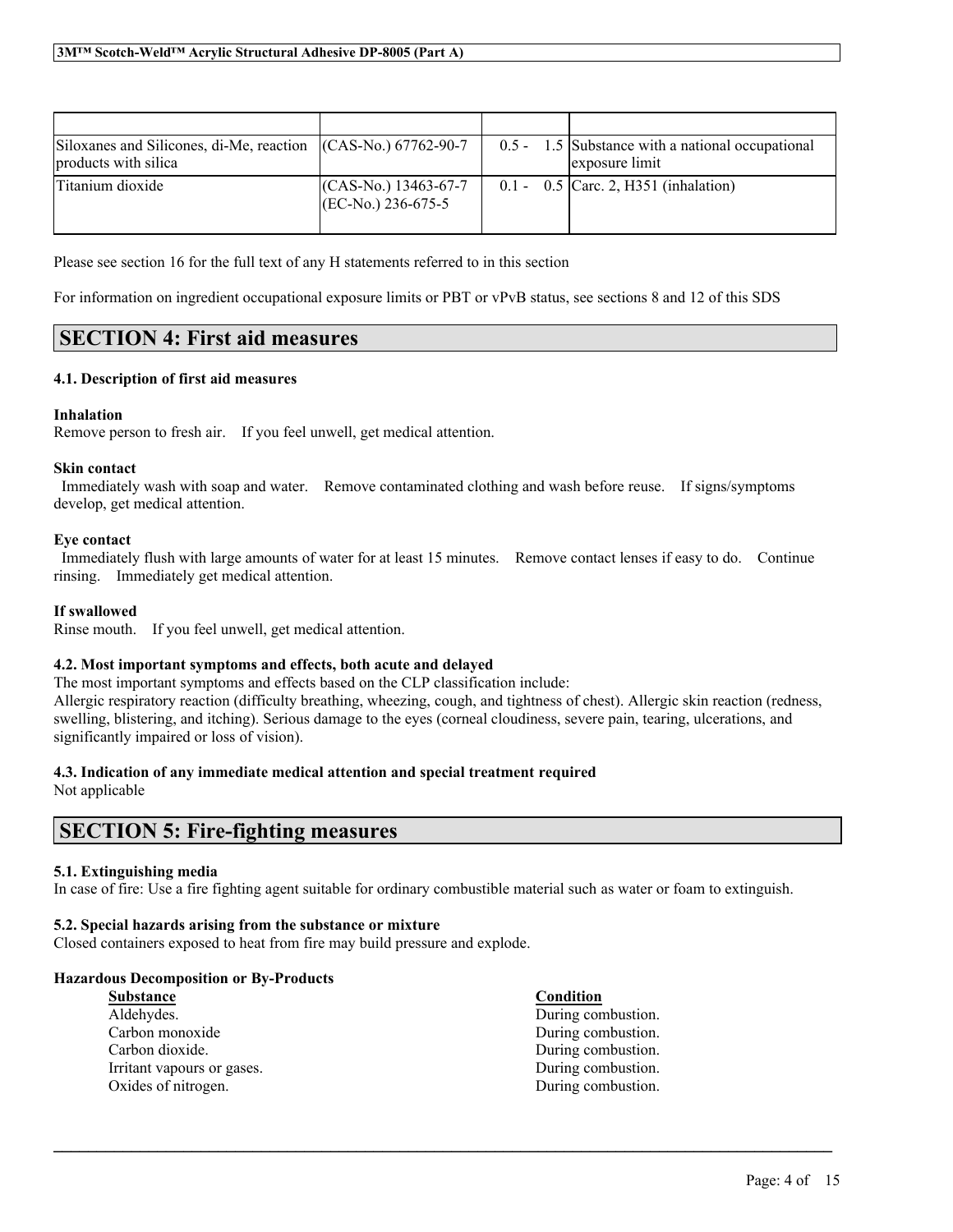| | | | |
|---|---|---|---|
| Siloxanes and Silicones, di-Me, reaction products with silica | (CAS-No.) 67762-90-7 | 0.5 - 1.5 | Substance with a national occupational exposure limit |
| Titanium dioxide | (CAS-No.) 13463-67-7<br>(EC-No.) 236-675-5 | 0.1 - 0.5 | Carc. 2, H351 (inhalation) |

Please see section 16 for the full text of any H statements referred to in this section

For information on ingredient occupational exposure limits or PBT or vPvB status, see sections 8 and 12 of this SDS

## SECTION 4: First aid measures

### 4.1. Description of first aid measures

**Inhalation**
Remove person to fresh air. If you feel unwell, get medical attention.

**Skin contact**
Immediately wash with soap and water. Remove contaminated clothing and wash before reuse. If signs/symptoms develop, get medical attention.

**Eye contact**
Immediately flush with large amounts of water for at least 15 minutes. Remove contact lenses if easy to do. Continue rinsing. Immediately get medical attention.

**If swallowed**
Rinse mouth. If you feel unwell, get medical attention.

### 4.2. Most important symptoms and effects, both acute and delayed

The most important symptoms and effects based on the CLP classification include:
Allergic respiratory reaction (difficulty breathing, wheezing, cough, and tightness of chest). Allergic skin reaction (redness, swelling, blistering, and itching). Serious damage to the eyes (corneal cloudiness, severe pain, tearing, ulcerations, and significantly impaired or loss of vision).

### 4.3. Indication of any immediate medical attention and special treatment required

Not applicable

## SECTION 5: Fire-fighting measures

### 5.1. Extinguishing media

In case of fire: Use a fire fighting agent suitable for ordinary combustible material such as water or foam to extinguish.

### 5.2. Special hazards arising from the substance or mixture

Closed containers exposed to heat from fire may build pressure and explode.

**Hazardous Decomposition or By-Products**

| Substance | Condition |
|---|---|
| Aldehydes. | During combustion. |
| Carbon monoxide | During combustion. |
| Carbon dioxide. | During combustion. |
| Irritant vapours or gases. | During combustion. |
| Oxides of nitrogen. | During combustion. |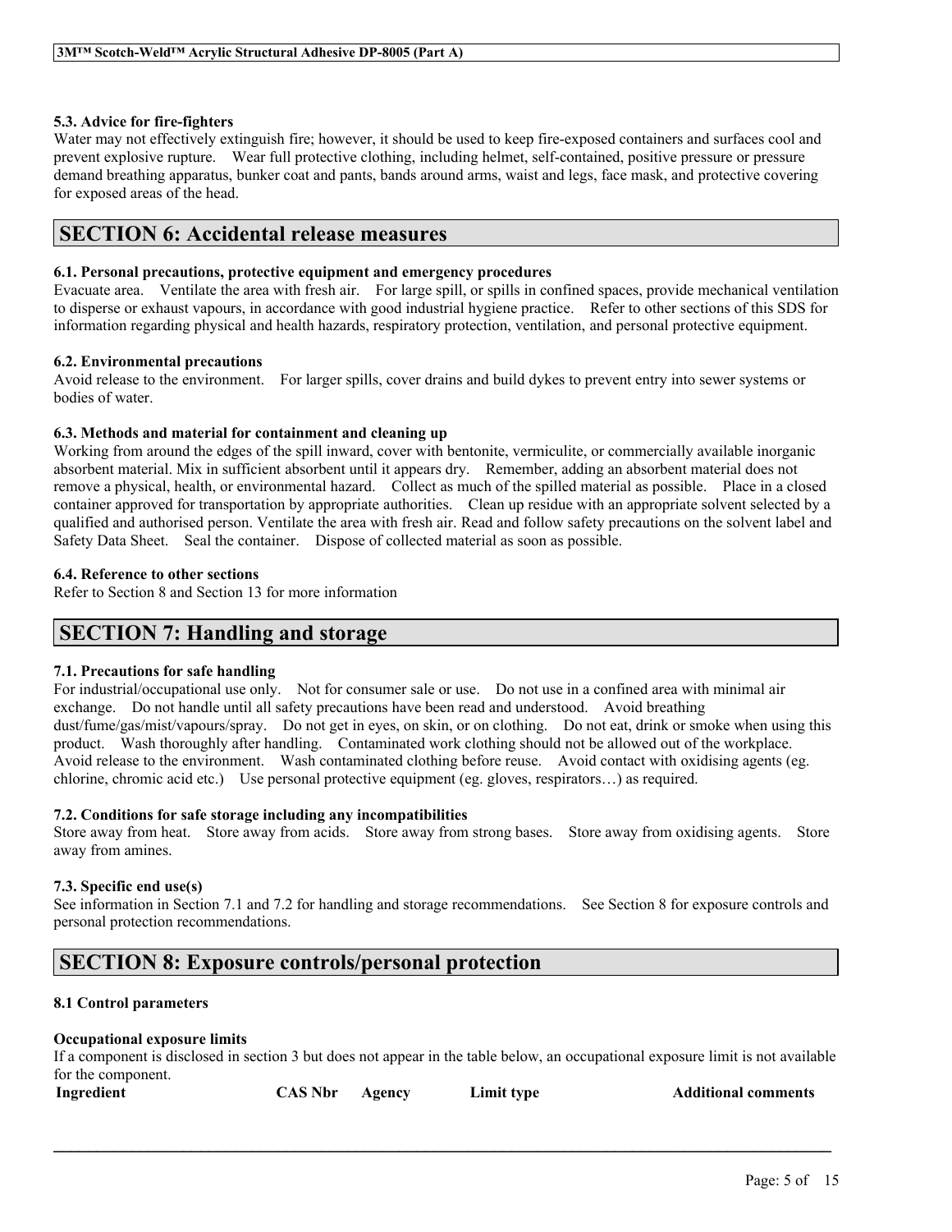#### 5.3. Advice for fire-fighters

Water may not effectively extinguish fire; however, it should be used to keep fire-exposed containers and surfaces cool and prevent explosive rupture. Wear full protective clothing, including helmet, self-contained, positive pressure or pressure demand breathing apparatus, bunker coat and pants, bands around arms, waist and legs, face mask, and protective covering for exposed areas of the head.

## SECTION 6: Accidental release measures

#### 6.1. Personal precautions, protective equipment and emergency procedures

Evacuate area. Ventilate the area with fresh air. For large spill, or spills in confined spaces, provide mechanical ventilation to disperse or exhaust vapours, in accordance with good industrial hygiene practice. Refer to other sections of this SDS for information regarding physical and health hazards, respiratory protection, ventilation, and personal protective equipment.

#### 6.2. Environmental precautions

Avoid release to the environment. For larger spills, cover drains and build dykes to prevent entry into sewer systems or bodies of water.

#### 6.3. Methods and material for containment and cleaning up

Working from around the edges of the spill inward, cover with bentonite, vermiculite, or commercially available inorganic absorbent material. Mix in sufficient absorbent until it appears dry. Remember, adding an absorbent material does not remove a physical, health, or environmental hazard. Collect as much of the spilled material as possible. Place in a closed container approved for transportation by appropriate authorities. Clean up residue with an appropriate solvent selected by a qualified and authorised person. Ventilate the area with fresh air. Read and follow safety precautions on the solvent label and Safety Data Sheet. Seal the container. Dispose of collected material as soon as possible.

#### 6.4. Reference to other sections

Refer to Section 8 and Section 13 for more information

## SECTION 7: Handling and storage

#### 7.1. Precautions for safe handling

For industrial/occupational use only. Not for consumer sale or use. Do not use in a confined area with minimal air exchange. Do not handle until all safety precautions have been read and understood. Avoid breathing dust/fume/gas/mist/vapours/spray. Do not get in eyes, on skin, or on clothing. Do not eat, drink or smoke when using this product. Wash thoroughly after handling. Contaminated work clothing should not be allowed out of the workplace. Avoid release to the environment. Wash contaminated clothing before reuse. Avoid contact with oxidising agents (eg. chlorine, chromic acid etc.) Use personal protective equipment (eg. gloves, respirators…) as required.

#### 7.2. Conditions for safe storage including any incompatibilities

Store away from heat. Store away from acids. Store away from strong bases. Store away from oxidising agents. Store away from amines.

#### 7.3. Specific end use(s)

See information in Section 7.1 and 7.2 for handling and storage recommendations. See Section 8 for exposure controls and personal protection recommendations.

## SECTION 8: Exposure controls/personal protection

#### 8.1 Control parameters

**Occupational exposure limits**

If a component is disclosed in section 3 but does not appear in the table below, an occupational exposure limit is not available for the component.

| Ingredient | CAS Nbr | Agency | Limit type | Additional comments |
|---|---|---|---|---|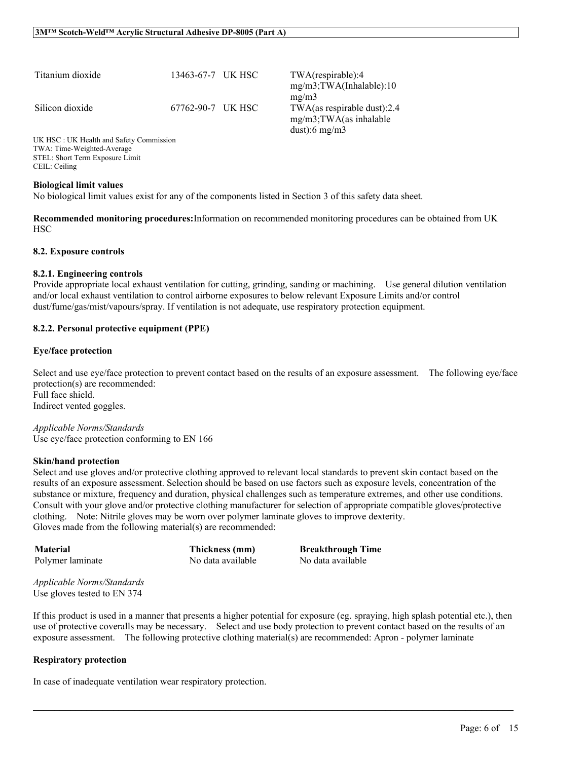| | | | |
|---|---|---|---|
| Titanium dioxide | 13463-67-7 | UK HSC | TWA(respirable):4 mg/m3;TWA(Inhalable):10 mg/m3 |
| Silicon dioxide | 67762-90-7 | UK HSC | TWA(as respirable dust):2.4 mg/m3;TWA(as inhalable dust):6 mg/m3 |

UK HSC : UK Health and Safety Commission
TWA: Time-Weighted-Average
STEL: Short Term Exposure Limit
CEIL: Ceiling

**Biological limit values**
No biological limit values exist for any of the components listed in Section 3 of this safety data sheet.

**Recommended monitoring procedures:**Information on recommended monitoring procedures can be obtained from UK HSC

### 8.2. Exposure controls

#### 8.2.1. Engineering controls

Provide appropriate local exhaust ventilation for cutting, grinding, sanding or machining. Use general dilution ventilation and/or local exhaust ventilation to control airborne exposures to below relevant Exposure Limits and/or control dust/fume/gas/mist/vapours/spray. If ventilation is not adequate, use respiratory protection equipment.

#### 8.2.2. Personal protective equipment (PPE)

**Eye/face protection**

Select and use eye/face protection to prevent contact based on the results of an exposure assessment. The following eye/face protection(s) are recommended:
Full face shield.
Indirect vented goggles.

*Applicable Norms/Standards*
Use eye/face protection conforming to EN 166

**Skin/hand protection**
Select and use gloves and/or protective clothing approved to relevant local standards to prevent skin contact based on the results of an exposure assessment. Selection should be based on use factors such as exposure levels, concentration of the substance or mixture, frequency and duration, physical challenges such as temperature extremes, and other use conditions. Consult with your glove and/or protective clothing manufacturer for selection of appropriate compatible gloves/protective clothing. Note: Nitrile gloves may be worn over polymer laminate gloves to improve dexterity.
Gloves made from the following material(s) are recommended:

| Material | Thickness (mm) | Breakthrough Time |
|---|---|---|
| Polymer laminate | No data available | No data available |

*Applicable Norms/Standards*
Use gloves tested to EN 374

If this product is used in a manner that presents a higher potential for exposure (eg. spraying, high splash potential etc.), then use of protective coveralls may be necessary. Select and use body protection to prevent contact based on the results of an exposure assessment. The following protective clothing material(s) are recommended: Apron - polymer laminate

**Respiratory protection**

In case of inadequate ventilation wear respiratory protection.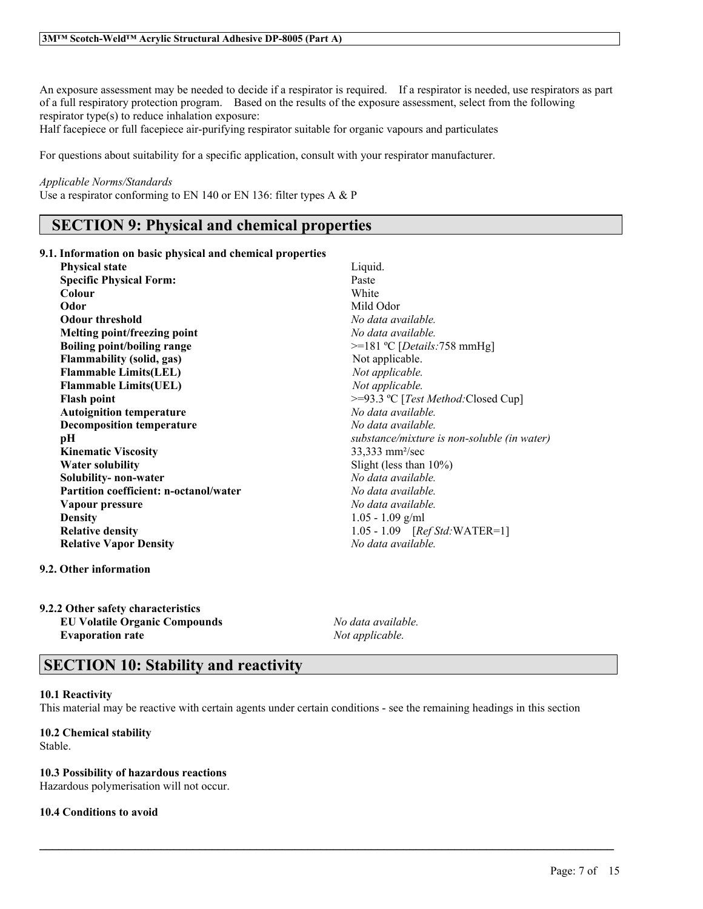An exposure assessment may be needed to decide if a respirator is required. If a respirator is needed, use respirators as part of a full respiratory protection program. Based on the results of the exposure assessment, select from the following respirator type(s) to reduce inhalation exposure:
Half facepiece or full facepiece air-purifying respirator suitable for organic vapours and particulates

For questions about suitability for a specific application, consult with your respirator manufacturer.

*Applicable Norms/Standards*
Use a respirator conforming to EN 140 or EN 136: filter types A & P

## SECTION 9: Physical and chemical properties

### 9.1. Information on basic physical and chemical properties

| | |
|---|---|
| **Physical state** | Liquid. |
| **Specific Physical Form:** | Paste |
| **Colour** | White |
| **Odor** | Mild Odor |
| **Odour threshold** | *No data available.* |
| **Melting point/freezing point** | *No data available.* |
| **Boiling point/boiling range** | >=181 ºC [*Details:*758 mmHg] |
| **Flammability (solid, gas)** | Not applicable. |
| **Flammable Limits(LEL)** | *Not applicable.* |
| **Flammable Limits(UEL)** | *Not applicable.* |
| **Flash point** | >=93.3 ºC [*Test Method:*Closed Cup] |
| **Autoignition temperature** | *No data available.* |
| **Decomposition temperature** | *No data available.* |
| **pH** | *substance/mixture is non-soluble (in water)* |
| **Kinematic Viscosity** | 33,333 mm²/sec |
| **Water solubility** | Slight (less than 10%) |
| **Solubility- non-water** | *No data available.* |
| **Partition coefficient: n-octanol/water** | *No data available.* |
| **Vapour pressure** | *No data available.* |
| **Density** | 1.05 - 1.09 g/ml |
| **Relative density** | 1.05 - 1.09 [*Ref Std:*WATER=1] |
| **Relative Vapor Density** | *No data available.* |

### 9.2. Other information

#### 9.2.2 Other safety characteristics

| | |
|---|---|
| **EU Volatile Organic Compounds** | *No data available.* |
| **Evaporation rate** | *Not applicable.* |

## SECTION 10: Stability and reactivity

### 10.1 Reactivity
This material may be reactive with certain agents under certain conditions - see the remaining headings in this section

### 10.2 Chemical stability
Stable.

### 10.3 Possibility of hazardous reactions
Hazardous polymerisation will not occur.

### 10.4 Conditions to avoid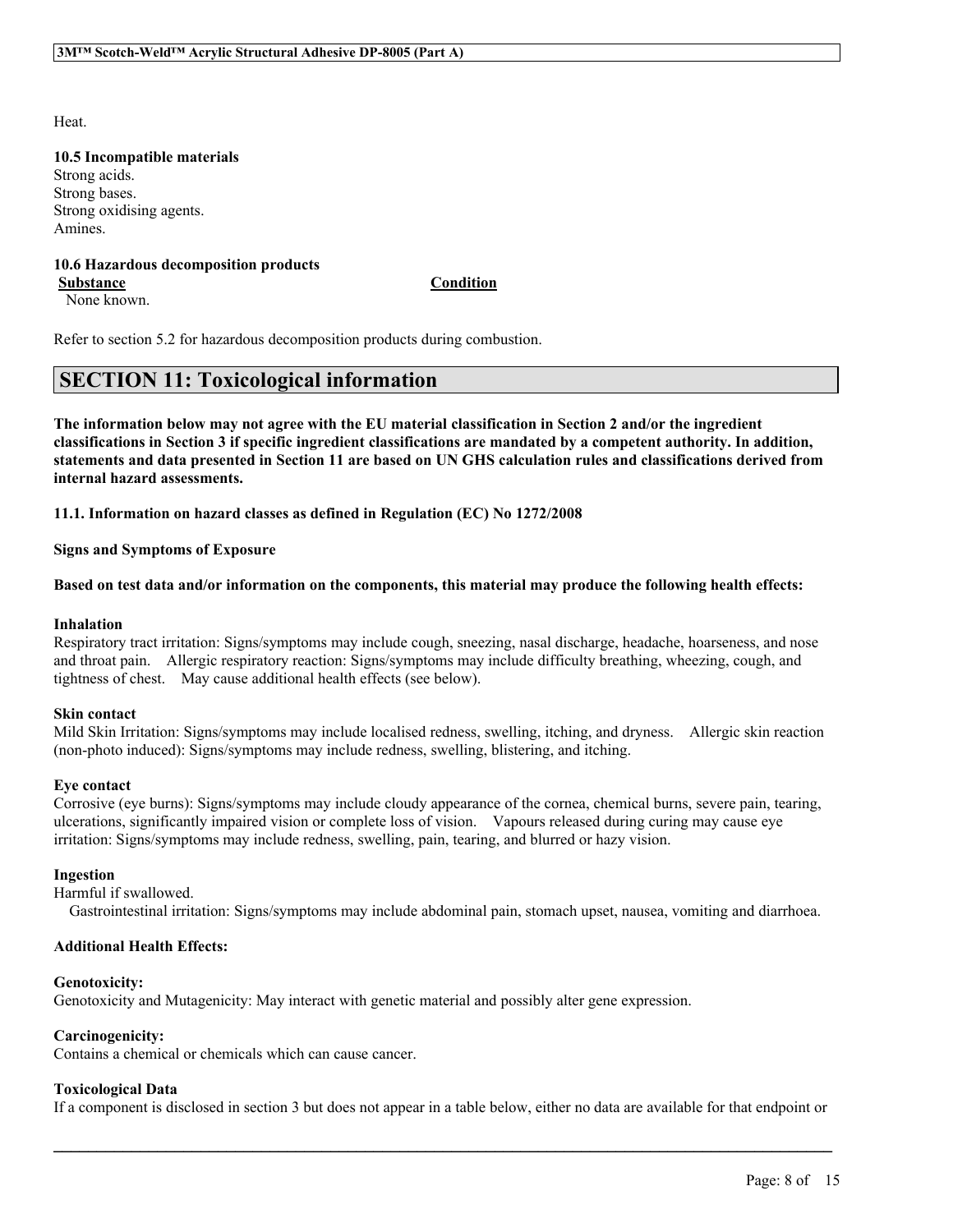Heat.

**10.5 Incompatible materials**
Strong acids.
Strong bases.
Strong oxidising agents.
Amines.

**10.6 Hazardous decomposition products**

| Substance | Condition |
| --- | --- |
| None known. | |

Refer to section 5.2 for hazardous decomposition products during combustion.

## SECTION 11: Toxicological information

**The information below may not agree with the EU material classification in Section 2 and/or the ingredient classifications in Section 3 if specific ingredient classifications are mandated by a competent authority. In addition, statements and data presented in Section 11 are based on UN GHS calculation rules and classifications derived from internal hazard assessments.**

**11.1. Information on hazard classes as defined in Regulation (EC) No 1272/2008**

**Signs and Symptoms of Exposure**

**Based on test data and/or information on the components, this material may produce the following health effects:**

**Inhalation**
Respiratory tract irritation: Signs/symptoms may include cough, sneezing, nasal discharge, headache, hoarseness, and nose and throat pain. Allergic respiratory reaction: Signs/symptoms may include difficulty breathing, wheezing, cough, and tightness of chest. May cause additional health effects (see below).

**Skin contact**
Mild Skin Irritation: Signs/symptoms may include localised redness, swelling, itching, and dryness. Allergic skin reaction (non-photo induced): Signs/symptoms may include redness, swelling, blistering, and itching.

**Eye contact**
Corrosive (eye burns): Signs/symptoms may include cloudy appearance of the cornea, chemical burns, severe pain, tearing, ulcerations, significantly impaired vision or complete loss of vision. Vapours released during curing may cause eye irritation: Signs/symptoms may include redness, swelling, pain, tearing, and blurred or hazy vision.

**Ingestion**
Harmful if swallowed.
Gastrointestinal irritation: Signs/symptoms may include abdominal pain, stomach upset, nausea, vomiting and diarrhoea.

**Additional Health Effects:**

**Genotoxicity:**
Genotoxicity and Mutagenicity: May interact with genetic material and possibly alter gene expression.

**Carcinogenicity:**
Contains a chemical or chemicals which can cause cancer.

**Toxicological Data**
If a component is disclosed in section 3 but does not appear in a table below, either no data are available for that endpoint or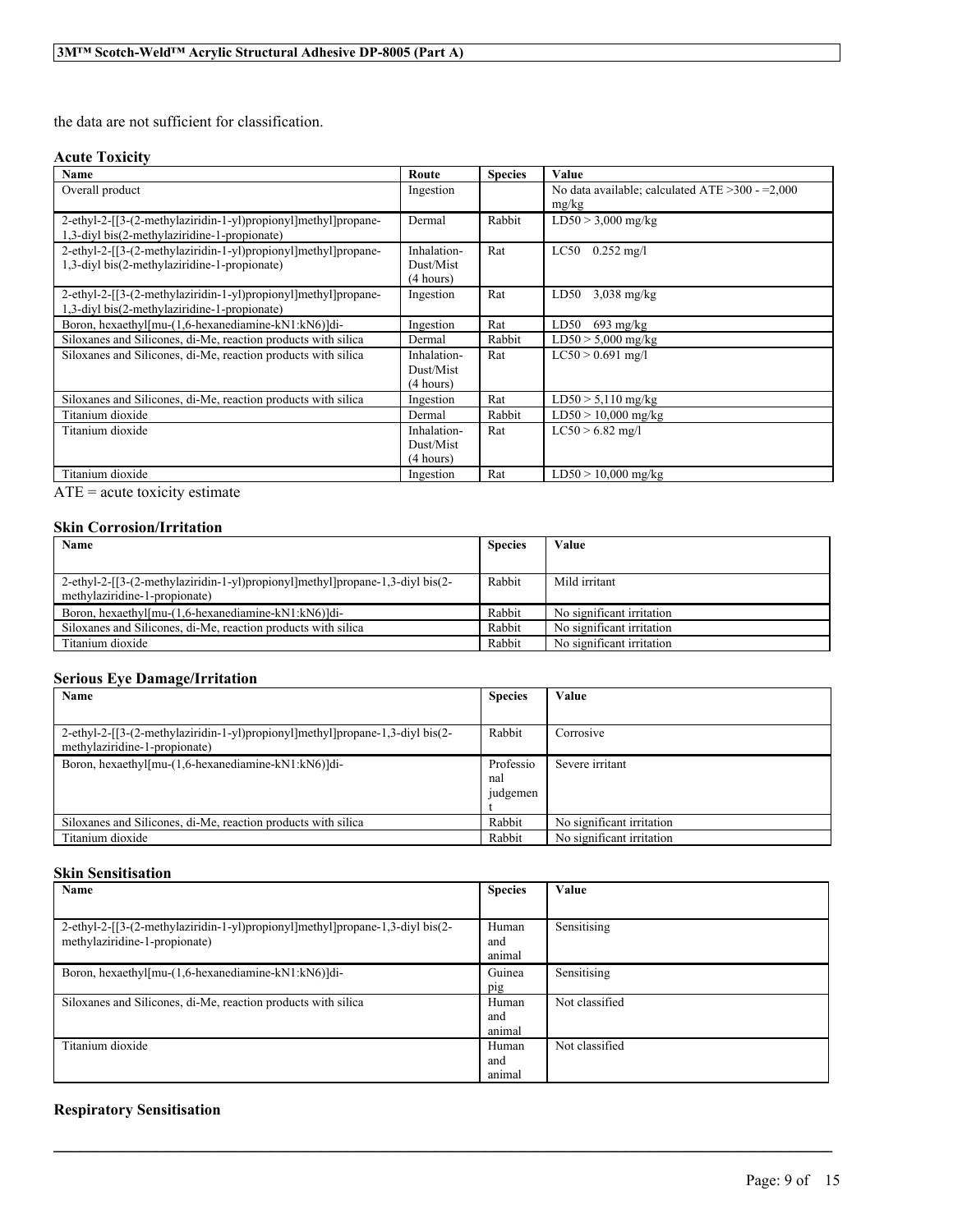the data are not sufficient for classification.

### Acute Toxicity

| Name | Route | Species | Value |
|---|---|---|---|
| Overall product | Ingestion | | No data available; calculated ATE >300 - =2,000 mg/kg |
| 2-ethyl-2-[[3-(2-methylaziridin-1-yl)propionyl]methyl]propane-1,3-diyl bis(2-methylaziridine-1-propionate) | Dermal | Rabbit | LD50 > 3,000 mg/kg |
| 2-ethyl-2-[[3-(2-methylaziridin-1-yl)propionyl]methyl]propane-1,3-diyl bis(2-methylaziridine-1-propionate) | Inhalation-Dust/Mist (4 hours) | Rat | LC50 0.252 mg/l |
| 2-ethyl-2-[[3-(2-methylaziridin-1-yl)propionyl]methyl]propane-1,3-diyl bis(2-methylaziridine-1-propionate) | Ingestion | Rat | LD50 3,038 mg/kg |
| Boron, hexaethyl[mu-(1,6-hexanediamine-kN1:kN6)]di- | Ingestion | Rat | LD50 693 mg/kg |
| Siloxanes and Silicones, di-Me, reaction products with silica | Dermal | Rabbit | LD50 > 5,000 mg/kg |
| Siloxanes and Silicones, di-Me, reaction products with silica | Inhalation-Dust/Mist (4 hours) | Rat | LC50 > 0.691 mg/l |
| Siloxanes and Silicones, di-Me, reaction products with silica | Ingestion | Rat | LD50 > 5,110 mg/kg |
| Titanium dioxide | Dermal | Rabbit | LD50 > 10,000 mg/kg |
| Titanium dioxide | Inhalation-Dust/Mist (4 hours) | Rat | LC50 > 6.82 mg/l |
| Titanium dioxide | Ingestion | Rat | LD50 > 10,000 mg/kg |

ATE = acute toxicity estimate

### Skin Corrosion/Irritation

| Name | Species | Value |
|---|---|---|
| 2-ethyl-2-[[3-(2-methylaziridin-1-yl)propionyl]methyl]propane-1,3-diyl bis(2-methylaziridine-1-propionate) | Rabbit | Mild irritant |
| Boron, hexaethyl[mu-(1,6-hexanediamine-kN1:kN6)]di- | Rabbit | No significant irritation |
| Siloxanes and Silicones, di-Me, reaction products with silica | Rabbit | No significant irritation |
| Titanium dioxide | Rabbit | No significant irritation |

### Serious Eye Damage/Irritation

| Name | Species | Value |
|---|---|---|
| 2-ethyl-2-[[3-(2-methylaziridin-1-yl)propionyl]methyl]propane-1,3-diyl bis(2-methylaziridine-1-propionate) | Rabbit | Corrosive |
| Boron, hexaethyl[mu-(1,6-hexanediamine-kN1:kN6)]di- | Professional judgement | Severe irritant |
| Siloxanes and Silicones, di-Me, reaction products with silica | Rabbit | No significant irritation |
| Titanium dioxide | Rabbit | No significant irritation |

### Skin Sensitisation

| Name | Species | Value |
|---|---|---|
| 2-ethyl-2-[[3-(2-methylaziridin-1-yl)propionyl]methyl]propane-1,3-diyl bis(2-methylaziridine-1-propionate) | Human and animal | Sensitising |
| Boron, hexaethyl[mu-(1,6-hexanediamine-kN1:kN6)]di- | Guinea pig | Sensitising |
| Siloxanes and Silicones, di-Me, reaction products with silica | Human and animal | Not classified |
| Titanium dioxide | Human and animal | Not classified |

### Respiratory Sensitisation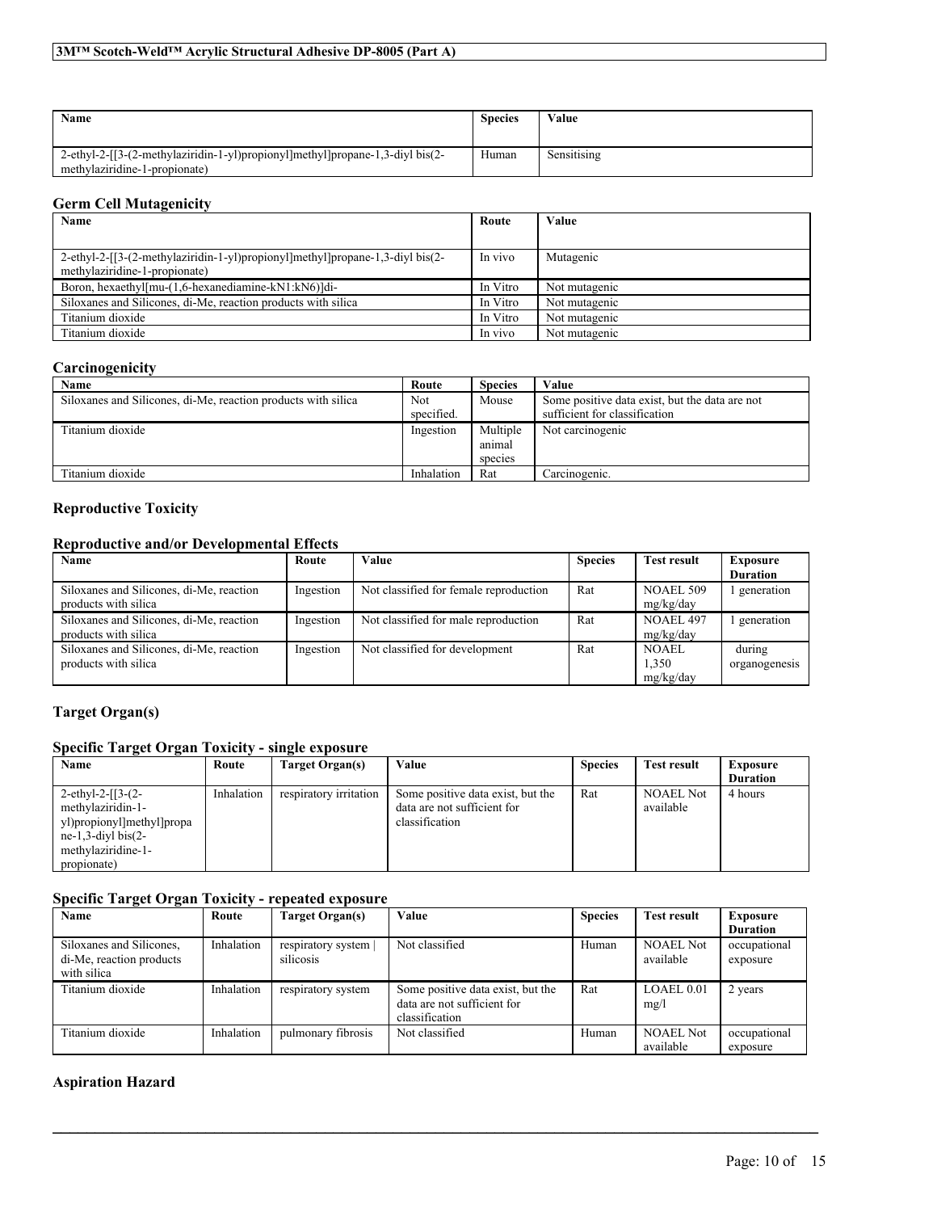| Name | Species | Value |
| --- | --- | --- |
| 2-ethyl-2-[[3-(2-methylaziridin-1-yl)propionyl]methyl]propane-1,3-diyl bis(2-methylaziridine-1-propionate) | Human | Sensitising |

## Germ Cell Mutagenicity

| Name | Route | Value |
| --- | --- | --- |
| 2-ethyl-2-[[3-(2-methylaziridin-1-yl)propionyl]methyl]propane-1,3-diyl bis(2-methylaziridine-1-propionate) | In vivo | Mutagenic |
| Boron, hexaethyl[mu-(1,6-hexanediamine-kN1:kN6)]di- | In Vitro | Not mutagenic |
| Siloxanes and Silicones, di-Me, reaction products with silica | In Vitro | Not mutagenic |
| Titanium dioxide | In Vitro | Not mutagenic |
| Titanium dioxide | In vivo | Not mutagenic |

## Carcinogenicity

| Name | Route | Species | Value |
| --- | --- | --- | --- |
| Siloxanes and Silicones, di-Me, reaction products with silica | Not specified. | Mouse | Some positive data exist, but the data are not sufficient for classification |
| Titanium dioxide | Ingestion | Multiple animal species | Not carcinogenic |
| Titanium dioxide | Inhalation | Rat | Carcinogenic. |

### Reproductive Toxicity

## Reproductive and/or Developmental Effects

| Name | Route | Value | Species | Test result | Exposure Duration |
| --- | --- | --- | --- | --- | --- |
| Siloxanes and Silicones, di-Me, reaction products with silica | Ingestion | Not classified for female reproduction | Rat | NOAEL 509 mg/kg/day | 1 generation |
| Siloxanes and Silicones, di-Me, reaction products with silica | Ingestion | Not classified for male reproduction | Rat | NOAEL 497 mg/kg/day | 1 generation |
| Siloxanes and Silicones, di-Me, reaction products with silica | Ingestion | Not classified for development | Rat | NOAEL 1,350 mg/kg/day | during organogenesis |

### Target Organ(s)

## Specific Target Organ Toxicity - single exposure

| Name | Route | Target Organ(s) | Value | Species | Test result | Exposure Duration |
| --- | --- | --- | --- | --- | --- | --- |
| 2-ethyl-2-[[3-(2-methylaziridin-1-yl)propionyl]methyl]propane-1,3-diyl bis(2-methylaziridine-1-propionate) | Inhalation | respiratory irritation | Some positive data exist, but the data are not sufficient for classification | Rat | NOAEL Not available | 4 hours |

## Specific Target Organ Toxicity - repeated exposure

| Name | Route | Target Organ(s) | Value | Species | Test result | Exposure Duration |
| --- | --- | --- | --- | --- | --- | --- |
| Siloxanes and Silicones, di-Me, reaction products with silica | Inhalation | respiratory system \| silicosis | Not classified | Human | NOAEL Not available | occupational exposure |
| Titanium dioxide | Inhalation | respiratory system | Some positive data exist, but the data are not sufficient for classification | Rat | LOAEL 0.01 mg/l | 2 years |
| Titanium dioxide | Inhalation | pulmonary fibrosis | Not classified | Human | NOAEL Not available | occupational exposure |

### Aspiration Hazard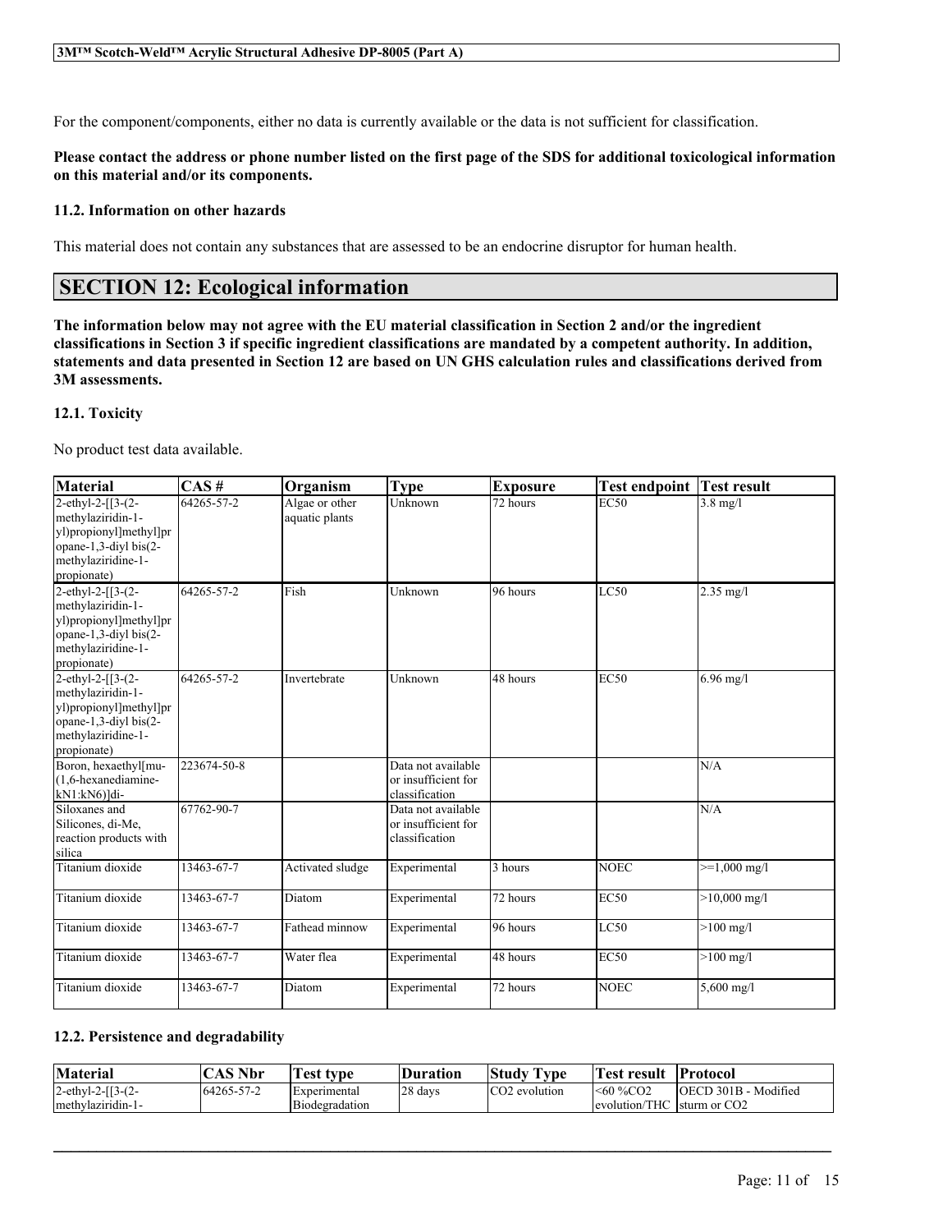For the component/components, either no data is currently available or the data is not sufficient for classification.

**Please contact the address or phone number listed on the first page of the SDS for additional toxicological information on this material and/or its components.**

### 11.2. Information on other hazards

This material does not contain any substances that are assessed to be an endocrine disruptor for human health.

## SECTION 12: Ecological information

**The information below may not agree with the EU material classification in Section 2 and/or the ingredient classifications in Section 3 if specific ingredient classifications are mandated by a competent authority. In addition, statements and data presented in Section 12 are based on UN GHS calculation rules and classifications derived from 3M assessments.**

### 12.1. Toxicity

No product test data available.

| Material | CAS # | Organism | Type | Exposure | Test endpoint | Test result |
|---|---|---|---|---|---|---|
| 2-ethyl-2-[[3-(2-methylaziridin-1-yl)propionyl]methyl]propane-1,3-diyl bis(2-methylaziridine-1-propionate) | 64265-57-2 | Algae or other aquatic plants | Unknown | 72 hours | EC50 | 3.8 mg/l |
| 2-ethyl-2-[[3-(2-methylaziridin-1-yl)propionyl]methyl]propane-1,3-diyl bis(2-methylaziridine-1-propionate) | 64265-57-2 | Fish | Unknown | 96 hours | LC50 | 2.35 mg/l |
| 2-ethyl-2-[[3-(2-methylaziridin-1-yl)propionyl]methyl]propane-1,3-diyl bis(2-methylaziridine-1-propionate) | 64265-57-2 | Invertebrate | Unknown | 48 hours | EC50 | 6.96 mg/l |
| Boron, hexaethyl[mu-(1,6-hexanediamine-kN1:kN6)]di- | 223674-50-8 | | Data not available or insufficient for classification | | | N/A |
| Siloxanes and Silicones, di-Me, reaction products with silica | 67762-90-7 | | Data not available or insufficient for classification | | | N/A |
| Titanium dioxide | 13463-67-7 | Activated sludge | Experimental | 3 hours | NOEC | >=1,000 mg/l |
| Titanium dioxide | 13463-67-7 | Diatom | Experimental | 72 hours | EC50 | >10,000 mg/l |
| Titanium dioxide | 13463-67-7 | Fathead minnow | Experimental | 96 hours | LC50 | >100 mg/l |
| Titanium dioxide | 13463-67-7 | Water flea | Experimental | 48 hours | EC50 | >100 mg/l |
| Titanium dioxide | 13463-67-7 | Diatom | Experimental | 72 hours | NOEC | 5,600 mg/l |

### 12.2. Persistence and degradability

| Material | CAS Nbr | Test type | Duration | Study Type | Test result | Protocol |
|---|---|---|---|---|---|---|
| 2-ethyl-2-[[3-(2-methylaziridin-1- | 64265-57-2 | Experimental Biodegradation | 28 days | $CO_2$ evolution | <60 %$CO_2$ evolution/THC | OECD 301B - Modified sturm or $CO_2$ |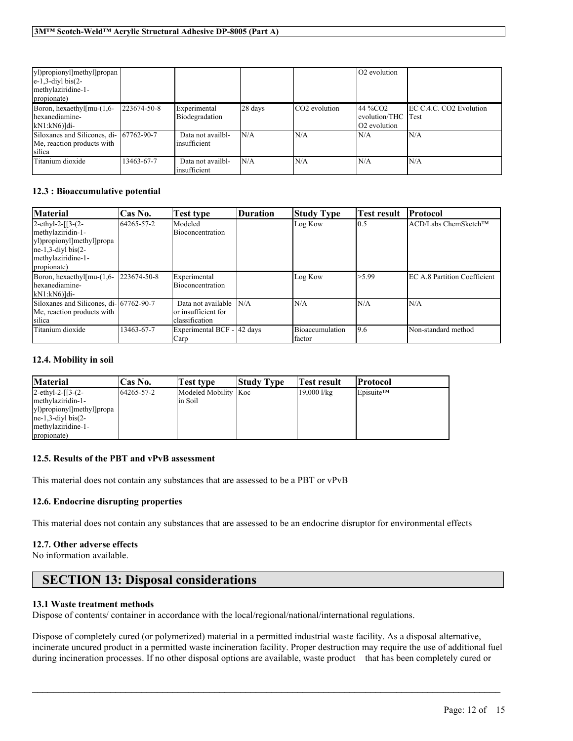| | | | | | | |
|---|---|---|---|---|---|---|
| yl)propionyl]methyl]propane-1,3-diyl bis(2-methylaziridine-1-propionate) | | | | | $O_2$ evolution | |
| Boron, hexaethyl[mu-(1,6-hexanediamine-kN1:kN6)]di- | 223674-50-8 | Experimental Biodegradation | 28 days | $CO_2$ evolution | 44 %$CO_2$ evolution/THC $O_2$ evolution | EC C.4.C. $CO_2$ Evolution Test |
| Siloxanes and Silicones, di-Me, reaction products with silica | 67762-90-7 | Data not availbl-insufficient | N/A | N/A | N/A | N/A |
| Titanium dioxide | 13463-67-7 | Data not availbl-insufficient | N/A | N/A | N/A | N/A |

### 12.3 : Bioaccumulative potential

| Material | Cas No. | Test type | Duration | Study Type | Test result | Protocol |
|---|---|---|---|---|---|---|
| 2-ethyl-2-[[3-(2-methylaziridin-1-yl)propionyl]methyl]propane-1,3-diyl bis(2-methylaziridine-1-propionate) | 64265-57-2 | Modeled Bioconcentration | | Log Kow | 0.5 | ACD/Labs ChemSketch™ |
| Boron, hexaethyl[mu-(1,6-hexanediamine-kN1:kN6)]di- | 223674-50-8 | Experimental Bioconcentration | | Log Kow | >5.99 | EC A.8 Partition Coefficient |
| Siloxanes and Silicones, di-Me, reaction products with silica | 67762-90-7 | Data not available or insufficient for classification | N/A | N/A | N/A | N/A |
| Titanium dioxide | 13463-67-7 | Experimental BCF - Carp | 42 days | Bioaccumulation factor | 9.6 | Non-standard method |

### 12.4. Mobility in soil

| Material | Cas No. | Test type | Study Type | Test result | Protocol |
|---|---|---|---|---|---|
| 2-ethyl-2-[[3-(2-methylaziridin-1-yl)propionyl]methyl]propane-1,3-diyl bis(2-methylaziridine-1-propionate) | 64265-57-2 | Modeled Mobility in Soil | Koc | 19,000 l/kg | Episuite™ |

### 12.5. Results of the PBT and vPvB assessment

This material does not contain any substances that are assessed to be a PBT or vPvB

### 12.6. Endocrine disrupting properties

This material does not contain any substances that are assessed to be an endocrine disruptor for environmental effects

### 12.7. Other adverse effects

No information available.

## SECTION 13: Disposal considerations

### 13.1 Waste treatment methods

Dispose of contents/ container in accordance with the local/regional/national/international regulations.

Dispose of completely cured (or polymerized) material in a permitted industrial waste facility. As a disposal alternative, incinerate uncured product in a permitted waste incineration facility. Proper destruction may require the use of additional fuel during incineration processes. If no other disposal options are available, waste product that has been completely cured or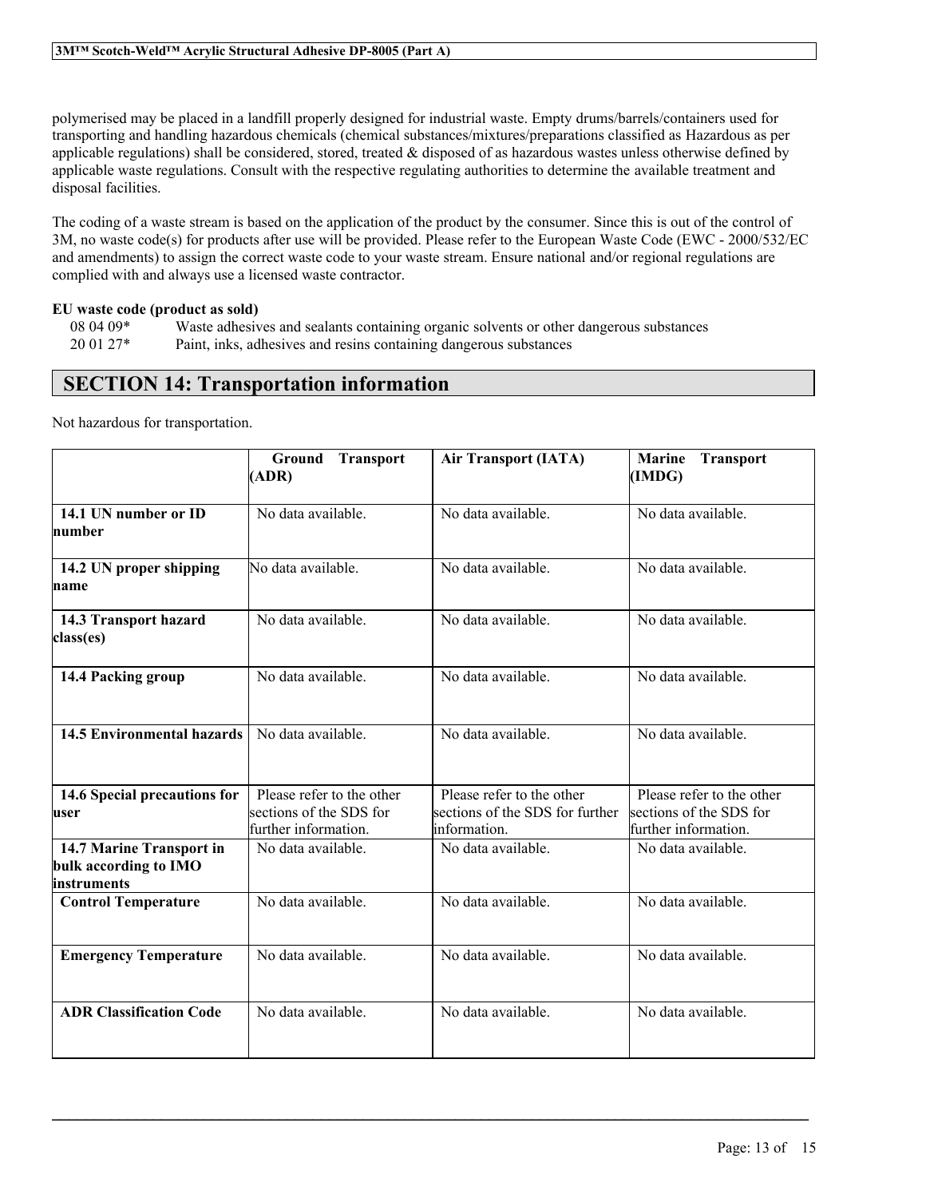polymerised may be placed in a landfill properly designed for industrial waste. Empty drums/barrels/containers used for transporting and handling hazardous chemicals (chemical substances/mixtures/preparations classified as Hazardous as per applicable regulations) shall be considered, stored, treated & disposed of as hazardous wastes unless otherwise defined by applicable waste regulations. Consult with the respective regulating authorities to determine the available treatment and disposal facilities.

The coding of a waste stream is based on the application of the product by the consumer. Since this is out of the control of 3M, no waste code(s) for products after use will be provided. Please refer to the European Waste Code (EWC - 2000/532/EC and amendments) to assign the correct waste code to your waste stream. Ensure national and/or regional regulations are complied with and always use a licensed waste contractor.

**EU waste code (product as sold)**

08 04 09* Waste adhesives and sealants containing organic solvents or other dangerous substances
20 01 27* Paint, inks, adhesives and resins containing dangerous substances

## SECTION 14: Transportation information

Not hazardous for transportation.

| | Ground Transport (ADR) | Air Transport (IATA) | Marine Transport (IMDG) |
|---|---|---|---|
| **14.1 UN number or ID number** | No data available. | No data available. | No data available. |
| **14.2 UN proper shipping name** | No data available. | No data available. | No data available. |
| **14.3 Transport hazard class(es)** | No data available. | No data available. | No data available. |
| **14.4 Packing group** | No data available. | No data available. | No data available. |
| **14.5 Environmental hazards** | No data available. | No data available. | No data available. |
| **14.6 Special precautions for user** | Please refer to the other sections of the SDS for further information. | Please refer to the other sections of the SDS for further information. | Please refer to the other sections of the SDS for further information. |
| **14.7 Marine Transport in bulk according to IMO instruments** | No data available. | No data available. | No data available. |
| **Control Temperature** | No data available. | No data available. | No data available. |
| **Emergency Temperature** | No data available. | No data available. | No data available. |
| **ADR Classification Code** | No data available. | No data available. | No data available. |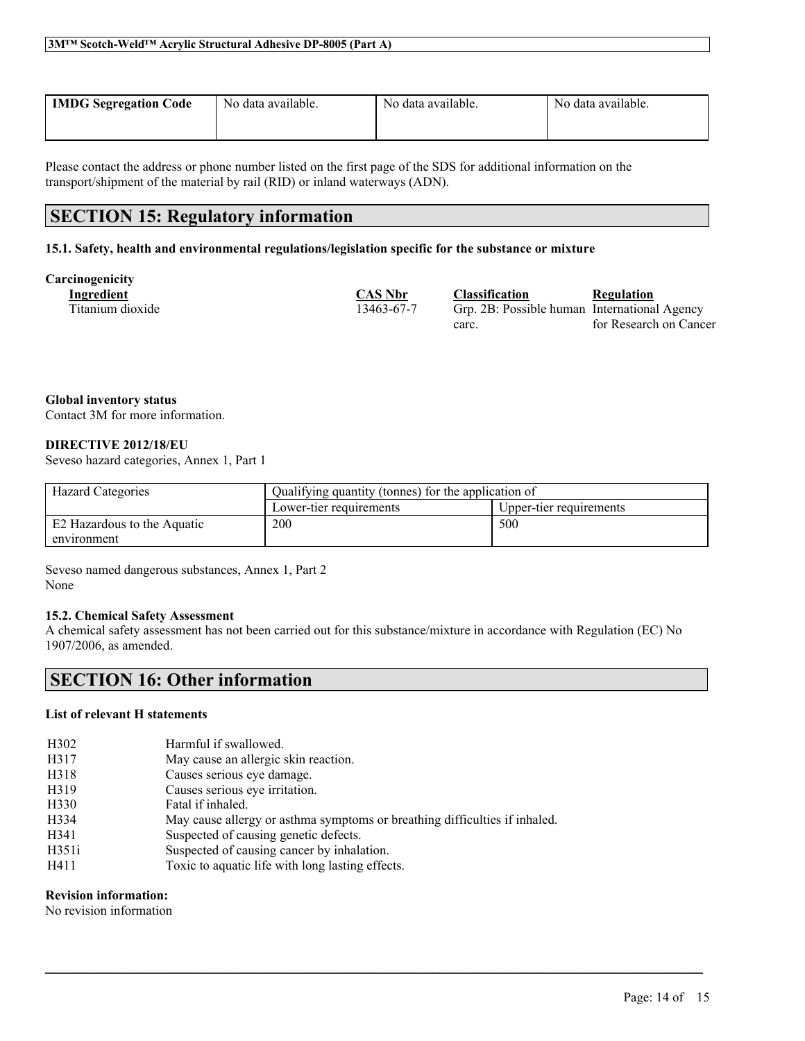| IMDG Segregation Code | No data available. | No data available. | No data available. |
|---|---|---|---|

Please contact the address or phone number listed on the first page of the SDS for additional information on the transport/shipment of the material by rail (RID) or inland waterways (ADN).

## SECTION 15: Regulatory information

### 15.1. Safety, health and environmental regulations/legislation specific for the substance or mixture

**Carcinogenicity**

| Ingredient | CAS Nbr | Classification | Regulation |
|---|---|---|---|
| Titanium dioxide | 13463-67-7 | Grp. 2B: Possible human carc. | International Agency for Research on Cancer |

**Global inventory status**
Contact 3M for more information.

**DIRECTIVE 2012/18/EU**
Seveso hazard categories, Annex 1, Part 1

| Hazard Categories | Qualifying quantity (tonnes) for the application of | |
|---|---|---|
| | Lower-tier requirements | Upper-tier requirements |
| E2 Hazardous to the Aquatic environment | 200 | 500 |

Seveso named dangerous substances, Annex 1, Part 2
None

**15.2. Chemical Safety Assessment**
A chemical safety assessment has not been carried out for this substance/mixture in accordance with Regulation (EC) No 1907/2006, as amended.

## SECTION 16: Other information

**List of relevant H statements**

| | |
|---|---|
| H302 | Harmful if swallowed. |
| H317 | May cause an allergic skin reaction. |
| H318 | Causes serious eye damage. |
| H319 | Causes serious eye irritation. |
| H330 | Fatal if inhaled. |
| H334 | May cause allergy or asthma symptoms or breathing difficulties if inhaled. |
| H341 | Suspected of causing genetic defects. |
| H351i | Suspected of causing cancer by inhalation. |
| H411 | Toxic to aquatic life with long lasting effects. |

**Revision information:**
No revision information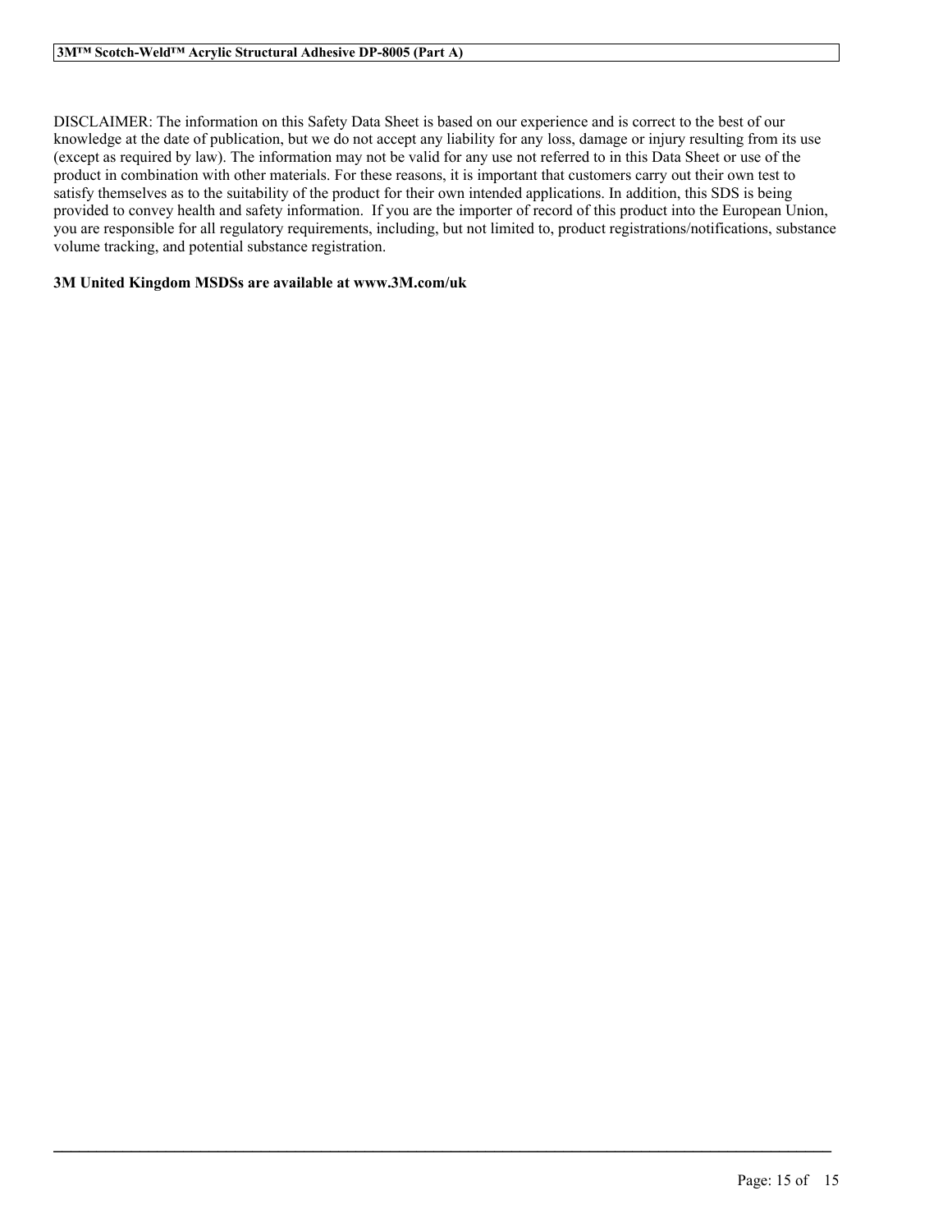DISCLAIMER: The information on this Safety Data Sheet is based on our experience and is correct to the best of our knowledge at the date of publication, but we do not accept any liability for any loss, damage or injury resulting from its use (except as required by law). The information may not be valid for any use not referred to in this Data Sheet or use of the product in combination with other materials. For these reasons, it is important that customers carry out their own test to satisfy themselves as to the suitability of the product for their own intended applications. In addition, this SDS is being provided to convey health and safety information. If you are the importer of record of this product into the European Union, you are responsible for all regulatory requirements, including, but not limited to, product registrations/notifications, substance volume tracking, and potential substance registration.

**3M United Kingdom MSDSs are available at www.3M.com/uk**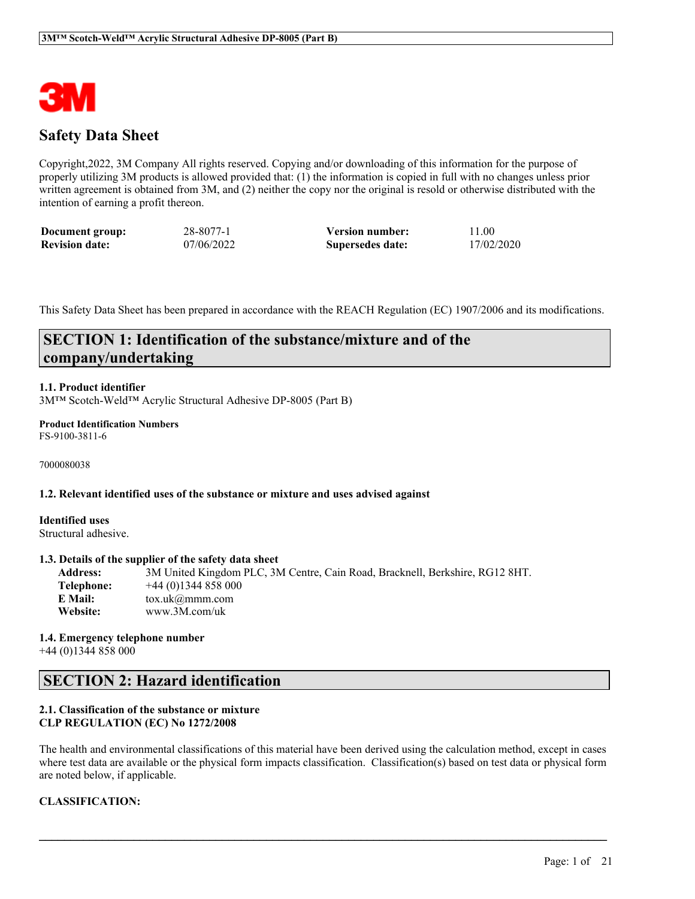# Safety Data Sheet

Copyright,2022, 3M Company All rights reserved. Copying and/or downloading of this information for the purpose of properly utilizing 3M products is allowed provided that: (1) the information is copied in full with no changes unless prior written agreement is obtained from 3M, and (2) neither the copy nor the original is resold or otherwise distributed with the intention of earning a profit thereon.

| | | | |
|---|---|---|---|
| **Document group:** | 28-8077-1 | **Version number:** | 11.00 |
| **Revision date:** | 07/06/2022 | **Supersedes date:** | 17/02/2020 |

This Safety Data Sheet has been prepared in accordance with the REACH Regulation (EC) 1907/2006 and its modifications.

## SECTION 1: Identification of the substance/mixture and of the company/undertaking

**1.1. Product identifier**
3M™ Scotch-Weld™ Acrylic Structural Adhesive DP-8005 (Part B)

**Product Identification Numbers**
FS-9100-3811-6

7000080038

**1.2. Relevant identified uses of the substance or mixture and uses advised against**

**Identified uses**
Structural adhesive.

**1.3. Details of the supplier of the safety data sheet**

| | |
|---|---|
| **Address:** | 3M United Kingdom PLC, 3M Centre, Cain Road, Bracknell, Berkshire, RG12 8HT. |
| **Telephone:** | +44 (0)1344 858 000 |
| **E Mail:** | tox.uk@mmm.com |
| **Website:** | www.3M.com/uk |

**1.4. Emergency telephone number**
+44 (0)1344 858 000

## SECTION 2: Hazard identification

**2.1. Classification of the substance or mixture**
**CLP REGULATION (EC) No 1272/2008**

The health and environmental classifications of this material have been derived using the calculation method, except in cases where test data are available or the physical form impacts classification. Classification(s) based on test data or physical form are noted below, if applicable.

**CLASSIFICATION:**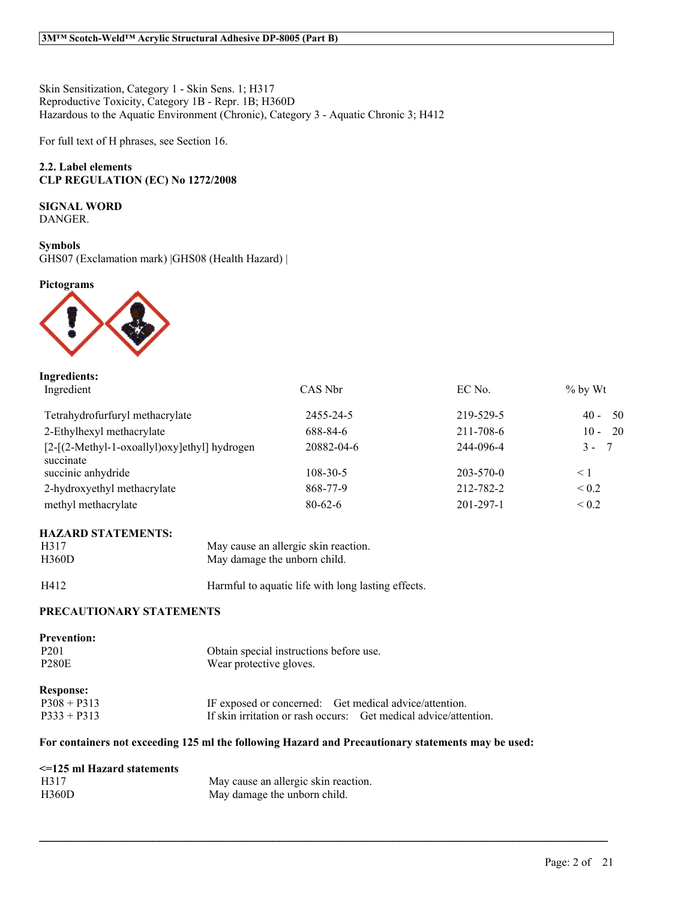Skin Sensitization, Category 1 - Skin Sens. 1; H317
Reproductive Toxicity, Category 1B - Repr. 1B; H360D
Hazardous to the Aquatic Environment (Chronic), Category 3 - Aquatic Chronic 3; H412

For full text of H phrases, see Section 16.

**2.2. Label elements**
**CLP REGULATION (EC) No 1272/2008**

**SIGNAL WORD**
DANGER.

**Symbols**
GHS07 (Exclamation mark) |GHS08 (Health Hazard) |

**Pictograms**

**Ingredients:**

| Ingredient | CAS Nbr | EC No. | % by Wt |
|---|---|---|---|
| Tetrahydrofurfuryl methacrylate | 2455-24-5 | 219-529-5 | 40 - 50 |
| 2-Ethylhexyl methacrylate | 688-84-6 | 211-708-6 | 10 - 20 |
| [2-[(2-Methyl-1-oxoallyl)oxy]ethyl] hydrogen succinate | 20882-04-6 | 244-096-4 | 3 - 7 |
| succinic anhydride | 108-30-5 | 203-570-0 | < 1 |
| 2-hydroxyethyl methacrylate | 868-77-9 | 212-782-2 | < 0.2 |
| methyl methacrylate | 80-62-6 | 201-297-1 | < 0.2 |

**HAZARD STATEMENTS:**

| | |
|---|---|
| H317 | May cause an allergic skin reaction. |
| H360D | May damage the unborn child. |
| H412 | Harmful to aquatic life with long lasting effects. |

**PRECAUTIONARY STATEMENTS**

**Prevention:**

| | |
|---|---|
| P201 | Obtain special instructions before use. |
| P280E | Wear protective gloves. |

**Response:**

| | |
|---|---|
| P308 + P313 | IF exposed or concerned: Get medical advice/attention. |
| P333 + P313 | If skin irritation or rash occurs: Get medical advice/attention. |

**For containers not exceeding 125 ml the following Hazard and Precautionary statements may be used:**

**<=125 ml Hazard statements**

| | |
|---|---|
| H317 | May cause an allergic skin reaction. |
| H360D | May damage the unborn child. |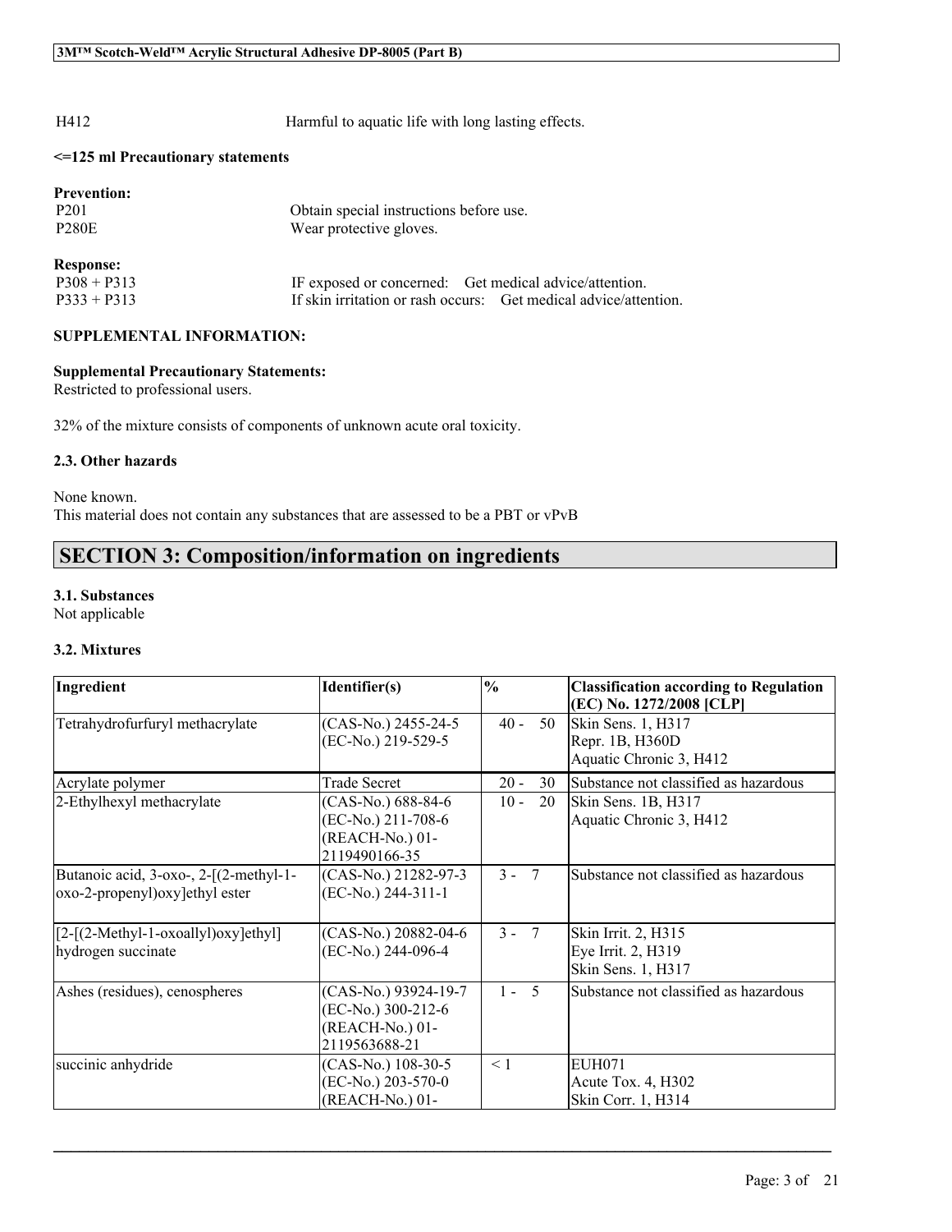| H412 | Harmful to aquatic life with long lasting effects. |
|---|---|

**<=125 ml Precautionary statements**

**Prevention:**

| | |
|---|---|
| P201 | Obtain special instructions before use. |
| P280E | Wear protective gloves. |

**Response:**

| | |
|---|---|
| P308 + P313 | IF exposed or concerned: Get medical advice/attention. |
| P333 + P313 | If skin irritation or rash occurs: Get medical advice/attention. |

**SUPPLEMENTAL INFORMATION:**

**Supplemental Precautionary Statements:**
Restricted to professional users.

32% of the mixture consists of components of unknown acute oral toxicity.

**2.3. Other hazards**

None known.
This material does not contain any substances that are assessed to be a PBT or vPvB

## SECTION 3: Composition/information on ingredients

**3.1. Substances**
Not applicable

**3.2. Mixtures**

| Ingredient | Identifier(s) | % | Classification according to Regulation (EC) No. 1272/2008 [CLP] |
|---|---|---|---|
| Tetrahydrofurfuryl methacrylate | (CAS-No.) 2455-24-5<br>(EC-No.) 219-529-5 | 40 - 50 | Skin Sens. 1, H317<br>Repr. 1B, H360D<br>Aquatic Chronic 3, H412 |
| Acrylate polymer | Trade Secret | 20 - 30 | Substance not classified as hazardous |
| 2-Ethylhexyl methacrylate | (CAS-No.) 688-84-6<br>(EC-No.) 211-708-6<br>(REACH-No.) 01-2119490166-35 | 10 - 20 | Skin Sens. 1B, H317<br>Aquatic Chronic 3, H412 |
| Butanoic acid, 3-oxo-, 2-[(2-methyl-1-oxo-2-propenyl)oxy]ethyl ester | (CAS-No.) 21282-97-3<br>(EC-No.) 244-311-1 | 3 - 7 | Substance not classified as hazardous |
| [2-[(2-Methyl-1-oxoallyl)oxy]ethyl] hydrogen succinate | (CAS-No.) 20882-04-6<br>(EC-No.) 244-096-4 | 3 - 7 | Skin Irrit. 2, H315<br>Eye Irrit. 2, H319<br>Skin Sens. 1, H317 |
| Ashes (residues), cenospheres | (CAS-No.) 93924-19-7<br>(EC-No.) 300-212-6<br>(REACH-No.) 01-2119563688-21 | 1 - 5 | Substance not classified as hazardous |
| succinic anhydride | (CAS-No.) 108-30-5<br>(EC-No.) 203-570-0<br>(REACH-No.) 01- | < 1 | EUH071<br>Acute Tox. 4, H302<br>Skin Corr. 1, H314 |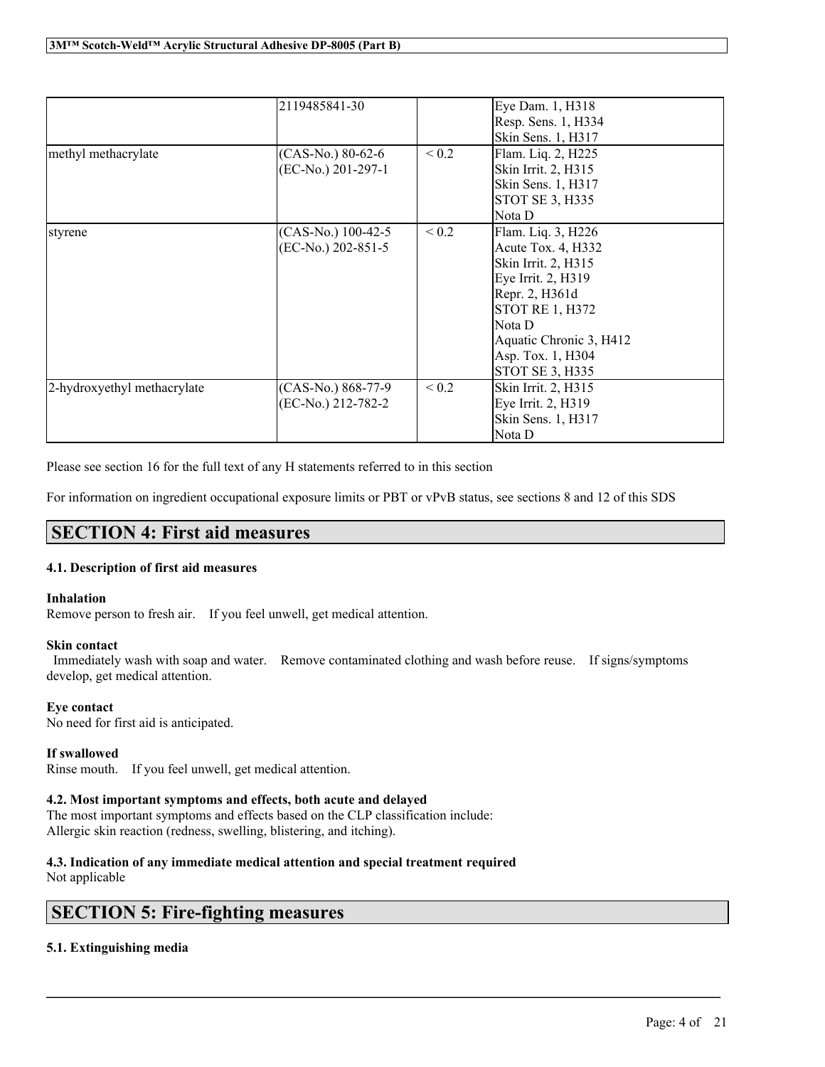| | | | |
|---|---|---|---|
| | 2119485841-30 | | Eye Dam. 1, H318<br>Resp. Sens. 1, H334<br>Skin Sens. 1, H317 |
| methyl methacrylate | (CAS-No.) 80-62-6<br>(EC-No.) 201-297-1 | < 0.2 | Flam. Liq. 2, H225<br>Skin Irrit. 2, H315<br>Skin Sens. 1, H317<br>STOT SE 3, H335<br>Nota D |
| styrene | (CAS-No.) 100-42-5<br>(EC-No.) 202-851-5 | < 0.2 | Flam. Liq. 3, H226<br>Acute Tox. 4, H332<br>Skin Irrit. 2, H315<br>Eye Irrit. 2, H319<br>Repr. 2, H361d<br>STOT RE 1, H372<br>Nota D<br>Aquatic Chronic 3, H412<br>Asp. Tox. 1, H304<br>STOT SE 3, H335 |
| 2-hydroxyethyl methacrylate | (CAS-No.) 868-77-9<br>(EC-No.) 212-782-2 | < 0.2 | Skin Irrit. 2, H315<br>Eye Irrit. 2, H319<br>Skin Sens. 1, H317<br>Nota D |

Please see section 16 for the full text of any H statements referred to in this section

For information on ingredient occupational exposure limits or PBT or vPvB status, see sections 8 and 12 of this SDS

## SECTION 4: First aid measures

### 4.1. Description of first aid measures

**Inhalation**
Remove person to fresh air. If you feel unwell, get medical attention.

**Skin contact**
Immediately wash with soap and water. Remove contaminated clothing and wash before reuse. If signs/symptoms develop, get medical attention.

**Eye contact**
No need for first aid is anticipated.

**If swallowed**
Rinse mouth. If you feel unwell, get medical attention.

### 4.2. Most important symptoms and effects, both acute and delayed

The most important symptoms and effects based on the CLP classification include:
Allergic skin reaction (redness, swelling, blistering, and itching).

### 4.3. Indication of any immediate medical attention and special treatment required

Not applicable

## SECTION 5: Fire-fighting measures

### 5.1. Extinguishing media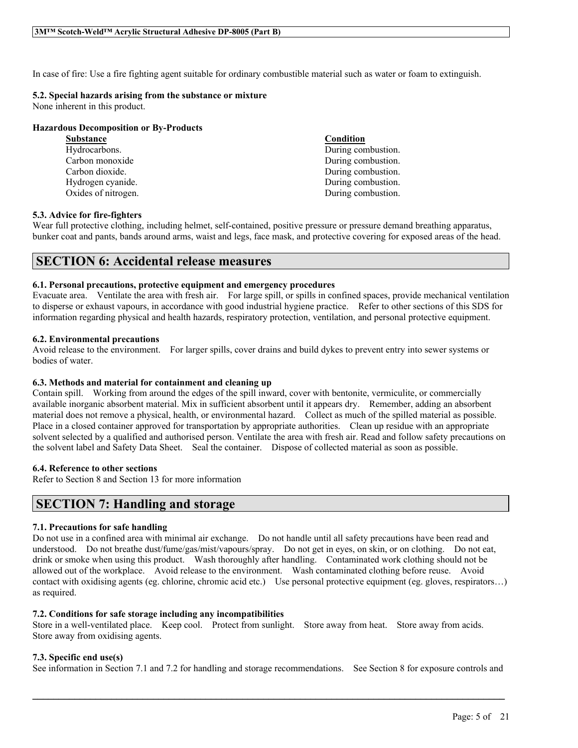In case of fire: Use a fire fighting agent suitable for ordinary combustible material such as water or foam to extinguish.

**5.2. Special hazards arising from the substance or mixture**
None inherent in this product.

**Hazardous Decomposition or By-Products**

| Substance | Condition |
| --- | --- |
| Hydrocarbons. | During combustion. |
| Carbon monoxide | During combustion. |
| Carbon dioxide. | During combustion. |
| Hydrogen cyanide. | During combustion. |
| Oxides of nitrogen. | During combustion. |

**5.3. Advice for fire-fighters**
Wear full protective clothing, including helmet, self-contained, positive pressure or pressure demand breathing apparatus, bunker coat and pants, bands around arms, waist and legs, face mask, and protective covering for exposed areas of the head.

## SECTION 6: Accidental release measures

**6.1. Personal precautions, protective equipment and emergency procedures**
Evacuate area. Ventilate the area with fresh air. For large spill, or spills in confined spaces, provide mechanical ventilation to disperse or exhaust vapours, in accordance with good industrial hygiene practice. Refer to other sections of this SDS for information regarding physical and health hazards, respiratory protection, ventilation, and personal protective equipment.

**6.2. Environmental precautions**
Avoid release to the environment. For larger spills, cover drains and build dykes to prevent entry into sewer systems or bodies of water.

**6.3. Methods and material for containment and cleaning up**
Contain spill. Working from around the edges of the spill inward, cover with bentonite, vermiculite, or commercially available inorganic absorbent material. Mix in sufficient absorbent until it appears dry. Remember, adding an absorbent material does not remove a physical, health, or environmental hazard. Collect as much of the spilled material as possible. Place in a closed container approved for transportation by appropriate authorities. Clean up residue with an appropriate solvent selected by a qualified and authorised person. Ventilate the area with fresh air. Read and follow safety precautions on the solvent label and Safety Data Sheet. Seal the container. Dispose of collected material as soon as possible.

**6.4. Reference to other sections**
Refer to Section 8 and Section 13 for more information

## SECTION 7: Handling and storage

**7.1. Precautions for safe handling**
Do not use in a confined area with minimal air exchange. Do not handle until all safety precautions have been read and understood. Do not breathe dust/fume/gas/mist/vapours/spray. Do not get in eyes, on skin, or on clothing. Do not eat, drink or smoke when using this product. Wash thoroughly after handling. Contaminated work clothing should not be allowed out of the workplace. Avoid release to the environment. Wash contaminated clothing before reuse. Avoid contact with oxidising agents (eg. chlorine, chromic acid etc.) Use personal protective equipment (eg. gloves, respirators…) as required.

**7.2. Conditions for safe storage including any incompatibilities**
Store in a well-ventilated place. Keep cool. Protect from sunlight. Store away from heat. Store away from acids. Store away from oxidising agents.

**7.3. Specific end use(s)**
See information in Section 7.1 and 7.2 for handling and storage recommendations. See Section 8 for exposure controls and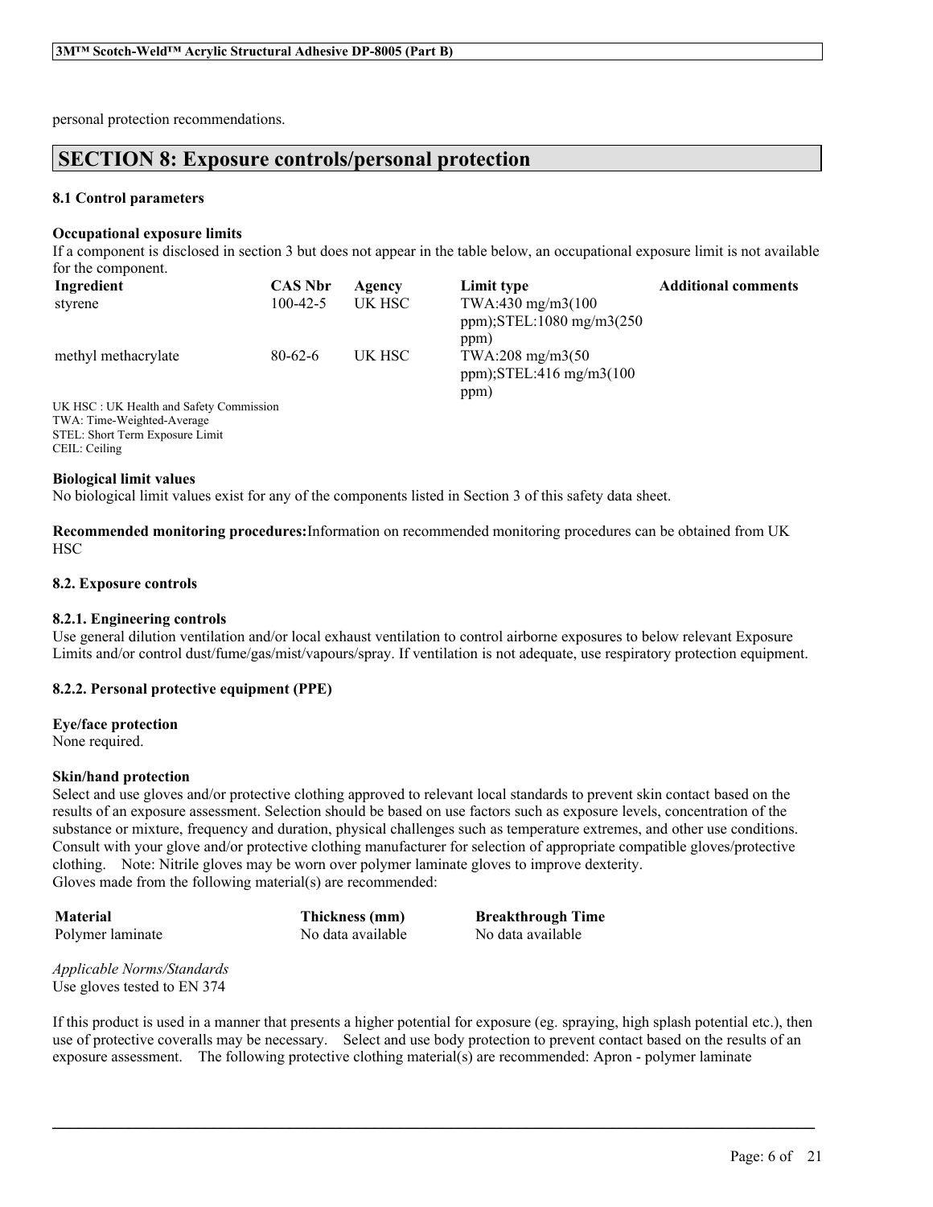personal protection recommendations.

# SECTION 8: Exposure controls/personal protection

### 8.1 Control parameters

**Occupational exposure limits**

If a component is disclosed in section 3 but does not appear in the table below, an occupational exposure limit is not available for the component.

| Ingredient | CAS Nbr | Agency | Limit type | Additional comments |
|---|---|---|---|---|
| styrene | 100-42-5 | UK HSC | TWA:430 mg/m3(100 ppm);STEL:1080 mg/m3(250 ppm) | |
| methyl methacrylate | 80-62-6 | UK HSC | TWA:208 mg/m3(50 ppm);STEL:416 mg/m3(100 ppm) | |

UK HSC : UK Health and Safety Commission
TWA: Time-Weighted-Average
STEL: Short Term Exposure Limit
CEIL: Ceiling

**Biological limit values**

No biological limit values exist for any of the components listed in Section 3 of this safety data sheet.

**Recommended monitoring procedures:** Information on recommended monitoring procedures can be obtained from UK HSC

### 8.2. Exposure controls

**8.2.1. Engineering controls**

Use general dilution ventilation and/or local exhaust ventilation to control airborne exposures to below relevant Exposure Limits and/or control dust/fume/gas/mist/vapours/spray. If ventilation is not adequate, use respiratory protection equipment.

**8.2.2. Personal protective equipment (PPE)**

**Eye/face protection**

None required.

**Skin/hand protection**

Select and use gloves and/or protective clothing approved to relevant local standards to prevent skin contact based on the results of an exposure assessment. Selection should be based on use factors such as exposure levels, concentration of the substance or mixture, frequency and duration, physical challenges such as temperature extremes, and other use conditions. Consult with your glove and/or protective clothing manufacturer for selection of appropriate compatible gloves/protective clothing. Note: Nitrile gloves may be worn over polymer laminate gloves to improve dexterity.
Gloves made from the following material(s) are recommended:

| Material | Thickness (mm) | Breakthrough Time |
|---|---|---|
| Polymer laminate | No data available | No data available |

*Applicable Norms/Standards*
Use gloves tested to EN 374

If this product is used in a manner that presents a higher potential for exposure (eg. spraying, high splash potential etc.), then use of protective coveralls may be necessary. Select and use body protection to prevent contact based on the results of an exposure assessment. The following protective clothing material(s) are recommended: Apron - polymer laminate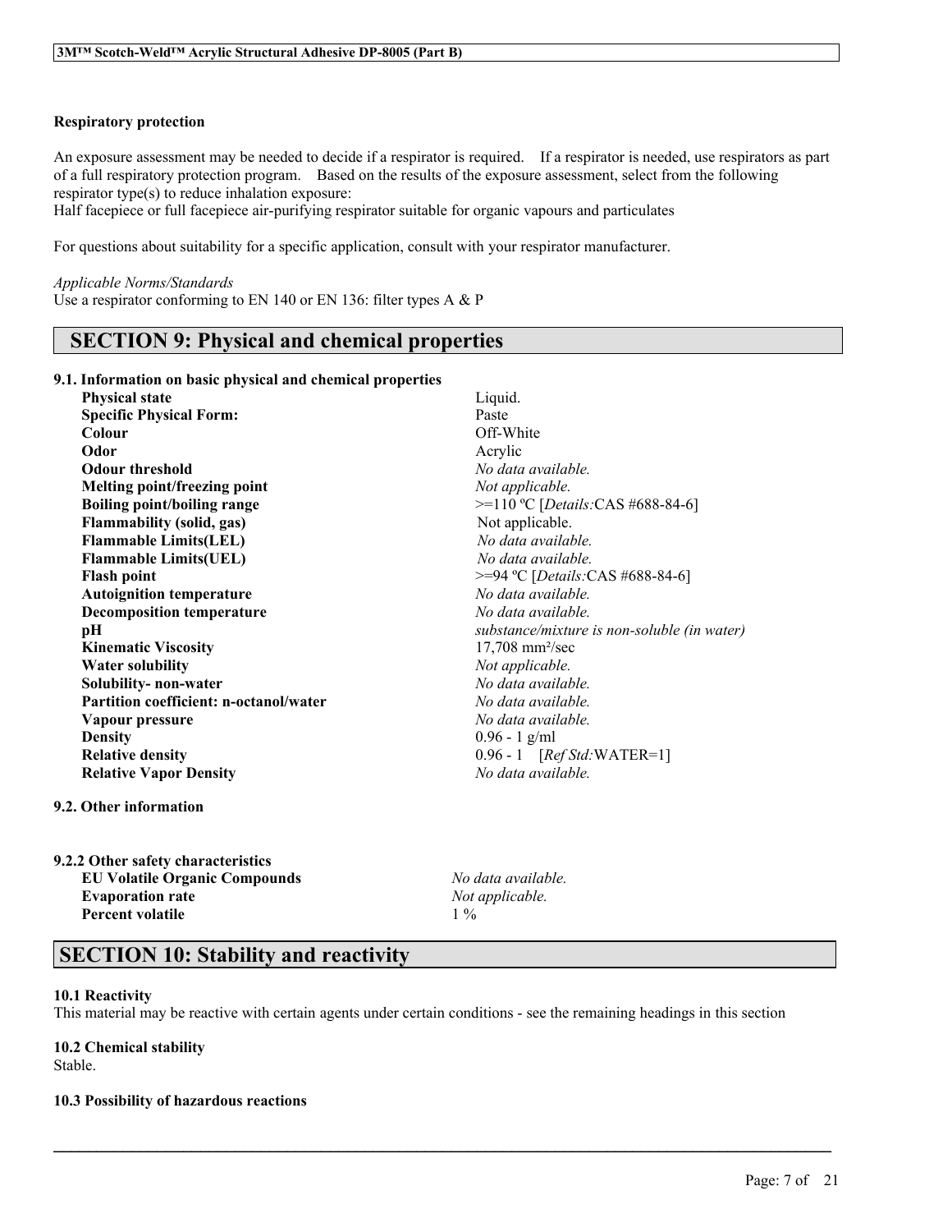**Respiratory protection**

An exposure assessment may be needed to decide if a respirator is required. If a respirator is needed, use respirators as part of a full respiratory protection program. Based on the results of the exposure assessment, select from the following respirator type(s) to reduce inhalation exposure:
Half facepiece or full facepiece air-purifying respirator suitable for organic vapours and particulates

For questions about suitability for a specific application, consult with your respirator manufacturer.

*Applicable Norms/Standards*
Use a respirator conforming to EN 140 or EN 136: filter types A & P

## SECTION 9: Physical and chemical properties

**9.1. Information on basic physical and chemical properties**

| | |
|---|---|
| **Physical state** | Liquid. |
| **Specific Physical Form:** | Paste |
| **Colour** | Off-White |
| **Odor** | Acrylic |
| **Odour threshold** | *No data available.* |
| **Melting point/freezing point** | *Not applicable.* |
| **Boiling point/boiling range** | >=110 ºC [*Details:*CAS #688-84-6] |
| **Flammability (solid, gas)** | Not applicable. |
| **Flammable Limits(LEL)** | *No data available.* |
| **Flammable Limits(UEL)** | *No data available.* |
| **Flash point** | >=94 ºC [*Details:*CAS #688-84-6] |
| **Autoignition temperature** | *No data available.* |
| **Decomposition temperature** | *No data available.* |
| **pH** | *substance/mixture is non-soluble (in water)* |
| **Kinematic Viscosity** | 17,708 mm²/sec |
| **Water solubility** | *Not applicable.* |
| **Solubility- non-water** | *No data available.* |
| **Partition coefficient: n-octanol/water** | *No data available.* |
| **Vapour pressure** | *No data available.* |
| **Density** | 0.96 - 1 g/ml |
| **Relative density** | 0.96 - 1 [*Ref Std:*WATER=1] |
| **Relative Vapor Density** | *No data available.* |

**9.2. Other information**

**9.2.2 Other safety characteristics**

| | |
|---|---|
| **EU Volatile Organic Compounds** | *No data available.* |
| **Evaporation rate** | *Not applicable.* |
| **Percent volatile** | 1 % |

## SECTION 10: Stability and reactivity

**10.1 Reactivity**
This material may be reactive with certain agents under certain conditions - see the remaining headings in this section

**10.2 Chemical stability**
Stable.

**10.3 Possibility of hazardous reactions**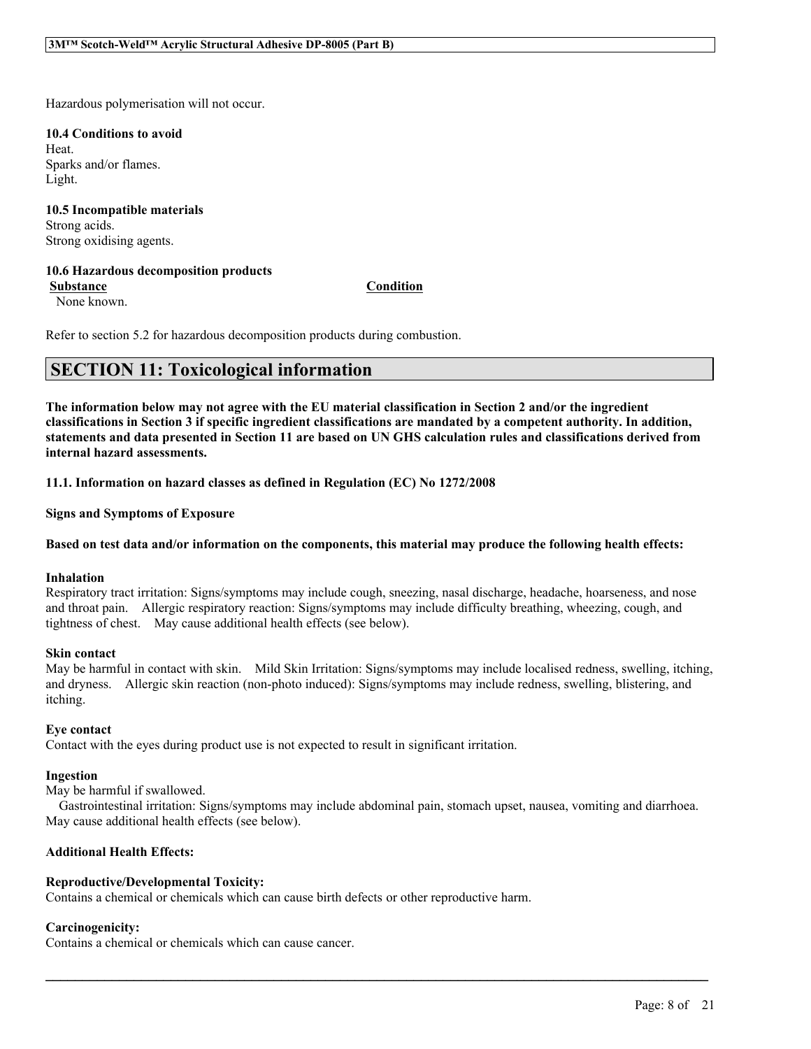Hazardous polymerisation will not occur.

**10.4 Conditions to avoid**
Heat.
Sparks and/or flames.
Light.

**10.5 Incompatible materials**
Strong acids.
Strong oxidising agents.

**10.6 Hazardous decomposition products**

| Substance | Condition |
|---|---|
| None known. | |

Refer to section 5.2 for hazardous decomposition products during combustion.

## SECTION 11: Toxicological information

**The information below may not agree with the EU material classification in Section 2 and/or the ingredient classifications in Section 3 if specific ingredient classifications are mandated by a competent authority. In addition, statements and data presented in Section 11 are based on UN GHS calculation rules and classifications derived from internal hazard assessments.**

**11.1. Information on hazard classes as defined in Regulation (EC) No 1272/2008**

**Signs and Symptoms of Exposure**

**Based on test data and/or information on the components, this material may produce the following health effects:**

**Inhalation**
Respiratory tract irritation: Signs/symptoms may include cough, sneezing, nasal discharge, headache, hoarseness, and nose and throat pain. Allergic respiratory reaction: Signs/symptoms may include difficulty breathing, wheezing, cough, and tightness of chest. May cause additional health effects (see below).

**Skin contact**
May be harmful in contact with skin. Mild Skin Irritation: Signs/symptoms may include localised redness, swelling, itching, and dryness. Allergic skin reaction (non-photo induced): Signs/symptoms may include redness, swelling, blistering, and itching.

**Eye contact**
Contact with the eyes during product use is not expected to result in significant irritation.

**Ingestion**
May be harmful if swallowed.
Gastrointestinal irritation: Signs/symptoms may include abdominal pain, stomach upset, nausea, vomiting and diarrhoea. May cause additional health effects (see below).

**Additional Health Effects:**

**Reproductive/Developmental Toxicity:**
Contains a chemical or chemicals which can cause birth defects or other reproductive harm.

**Carcinogenicity:**
Contains a chemical or chemicals which can cause cancer.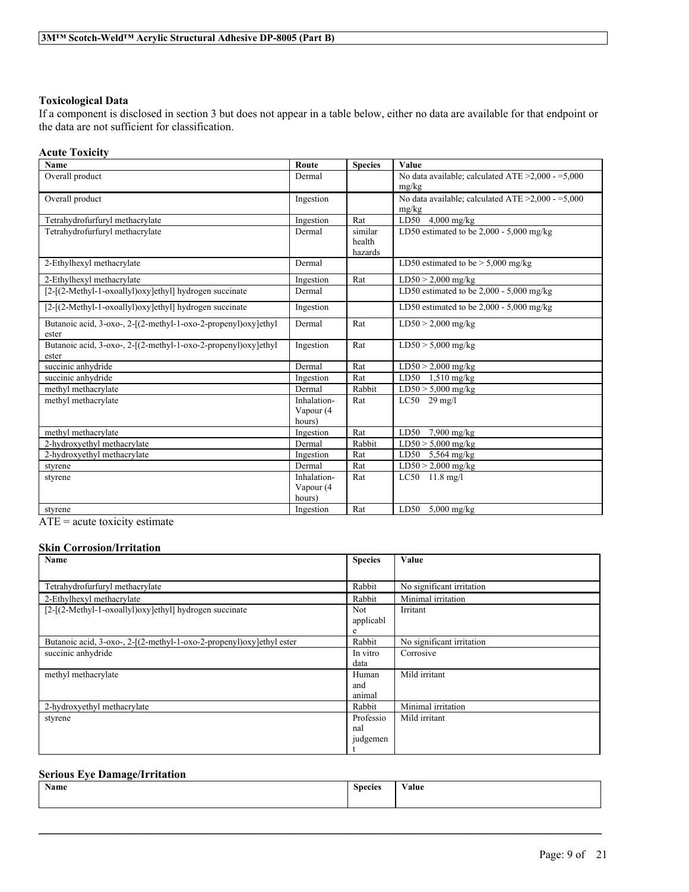### Toxicological Data

If a component is disclosed in section 3 but does not appear in a table below, either no data are available for that endpoint or the data are not sufficient for classification.

#### Acute Toxicity

| Name | Route | Species | Value |
|---|---|---|---|
| Overall product | Dermal | | No data available; calculated ATE >2,000 - =5,000 mg/kg |
| Overall product | Ingestion | | No data available; calculated ATE >2,000 - =5,000 mg/kg |
| Tetrahydrofurfuryl methacrylate | Ingestion | Rat | LD50 4,000 mg/kg |
| Tetrahydrofurfuryl methacrylate | Dermal | similar health hazards | LD50 estimated to be 2,000 - 5,000 mg/kg |
| 2-Ethylhexyl methacrylate | Dermal | | LD50 estimated to be > 5,000 mg/kg |
| 2-Ethylhexyl methacrylate | Ingestion | Rat | LD50 > 2,000 mg/kg |
| [2-[(2-Methyl-1-oxoallyl)oxy]ethyl] hydrogen succinate | Dermal | | LD50 estimated to be 2,000 - 5,000 mg/kg |
| [2-[(2-Methyl-1-oxoallyl)oxy]ethyl] hydrogen succinate | Ingestion | | LD50 estimated to be 2,000 - 5,000 mg/kg |
| Butanoic acid, 3-oxo-, 2-[(2-methyl-1-oxo-2-propenyl)oxy]ethyl ester | Dermal | Rat | LD50 > 2,000 mg/kg |
| Butanoic acid, 3-oxo-, 2-[(2-methyl-1-oxo-2-propenyl)oxy]ethyl ester | Ingestion | Rat | LD50 > 5,000 mg/kg |
| succinic anhydride | Dermal | Rat | LD50 > 2,000 mg/kg |
| succinic anhydride | Ingestion | Rat | LD50 1,510 mg/kg |
| methyl methacrylate | Dermal | Rabbit | LD50 > 5,000 mg/kg |
| methyl methacrylate | Inhalation-Vapour (4 hours) | Rat | LC50 29 mg/l |
| methyl methacrylate | Ingestion | Rat | LD50 7,900 mg/kg |
| 2-hydroxyethyl methacrylate | Dermal | Rabbit | LD50 > 5,000 mg/kg |
| 2-hydroxyethyl methacrylate | Ingestion | Rat | LD50 5,564 mg/kg |
| styrene | Dermal | Rat | LD50 > 2,000 mg/kg |
| styrene | Inhalation-Vapour (4 hours) | Rat | LC50 11.8 mg/l |
| styrene | Ingestion | Rat | LD50 5,000 mg/kg |

ATE = acute toxicity estimate

#### Skin Corrosion/Irritation

| Name | Species | Value |
|---|---|---|
| Tetrahydrofurfuryl methacrylate | Rabbit | No significant irritation |
| 2-Ethylhexyl methacrylate | Rabbit | Minimal irritation |
| [2-[(2-Methyl-1-oxoallyl)oxy]ethyl] hydrogen succinate | Not applicable | Irritant |
| Butanoic acid, 3-oxo-, 2-[(2-methyl-1-oxo-2-propenyl)oxy]ethyl ester | Rabbit | No significant irritation |
| succinic anhydride | In vitro data | Corrosive |
| methyl methacrylate | Human and animal | Mild irritant |
| 2-hydroxyethyl methacrylate | Rabbit | Minimal irritation |
| styrene | Professional judgement | Mild irritant |

#### Serious Eye Damage/Irritation

| Name | Species | Value |
|---|---|---|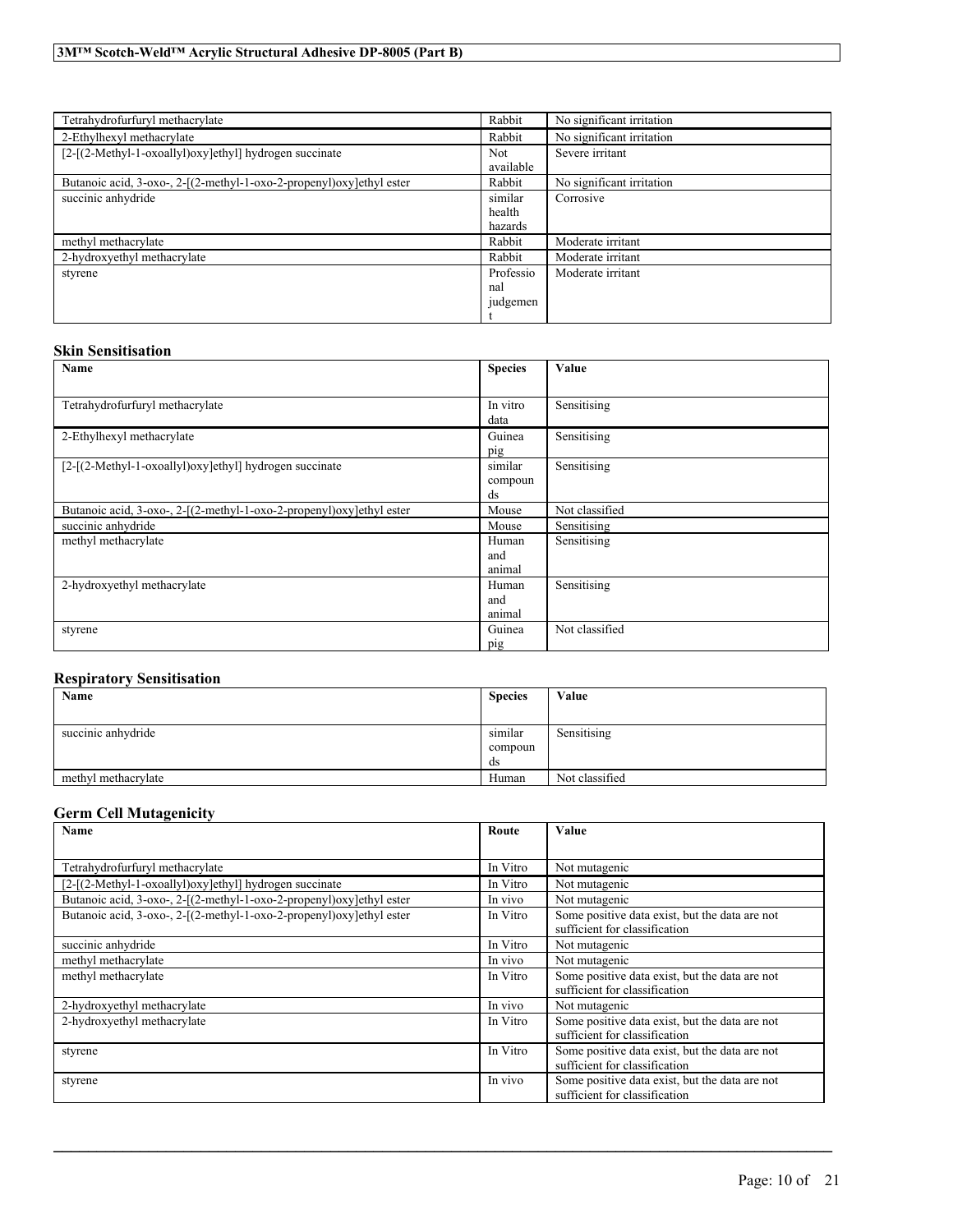| | | |
|---|---|---|
| Tetrahydrofurfuryl methacrylate | Rabbit | No significant irritation |
| 2-Ethylhexyl methacrylate | Rabbit | No significant irritation |
| [2-[(2-Methyl-1-oxoallyl)oxy]ethyl] hydrogen succinate | Not available | Severe irritant |
| Butanoic acid, 3-oxo-, 2-[(2-methyl-1-oxo-2-propenyl)oxy]ethyl ester | Rabbit | No significant irritation |
| succinic anhydride | similar health hazards | Corrosive |
| methyl methacrylate | Rabbit | Moderate irritant |
| 2-hydroxyethyl methacrylate | Rabbit | Moderate irritant |
| styrene | Professional judgement | Moderate irritant |

## Skin Sensitisation

| Name | Species | Value |
|---|---|---|
| Tetrahydrofurfuryl methacrylate | In vitro data | Sensitising |
| 2-Ethylhexyl methacrylate | Guinea pig | Sensitising |
| [2-[(2-Methyl-1-oxoallyl)oxy]ethyl] hydrogen succinate | similar compounds | Sensitising |
| Butanoic acid, 3-oxo-, 2-[(2-methyl-1-oxo-2-propenyl)oxy]ethyl ester | Mouse | Not classified |
| succinic anhydride | Mouse | Sensitising |
| methyl methacrylate | Human and animal | Sensitising |
| 2-hydroxyethyl methacrylate | Human and animal | Sensitising |
| styrene | Guinea pig | Not classified |

## Respiratory Sensitisation

| Name | Species | Value |
|---|---|---|
| succinic anhydride | similar compounds | Sensitising |
| methyl methacrylate | Human | Not classified |

## Germ Cell Mutagenicity

| Name | Route | Value |
|---|---|---|
| Tetrahydrofurfuryl methacrylate | In Vitro | Not mutagenic |
| [2-[(2-Methyl-1-oxoallyl)oxy]ethyl] hydrogen succinate | In Vitro | Not mutagenic |
| Butanoic acid, 3-oxo-, 2-[(2-methyl-1-oxo-2-propenyl)oxy]ethyl ester | In vivo | Not mutagenic |
| Butanoic acid, 3-oxo-, 2-[(2-methyl-1-oxo-2-propenyl)oxy]ethyl ester | In Vitro | Some positive data exist, but the data are not sufficient for classification |
| succinic anhydride | In Vitro | Not mutagenic |
| methyl methacrylate | In vivo | Not mutagenic |
| methyl methacrylate | In Vitro | Some positive data exist, but the data are not sufficient for classification |
| 2-hydroxyethyl methacrylate | In vivo | Not mutagenic |
| 2-hydroxyethyl methacrylate | In Vitro | Some positive data exist, but the data are not sufficient for classification |
| styrene | In Vitro | Some positive data exist, but the data are not sufficient for classification |
| styrene | In vivo | Some positive data exist, but the data are not sufficient for classification |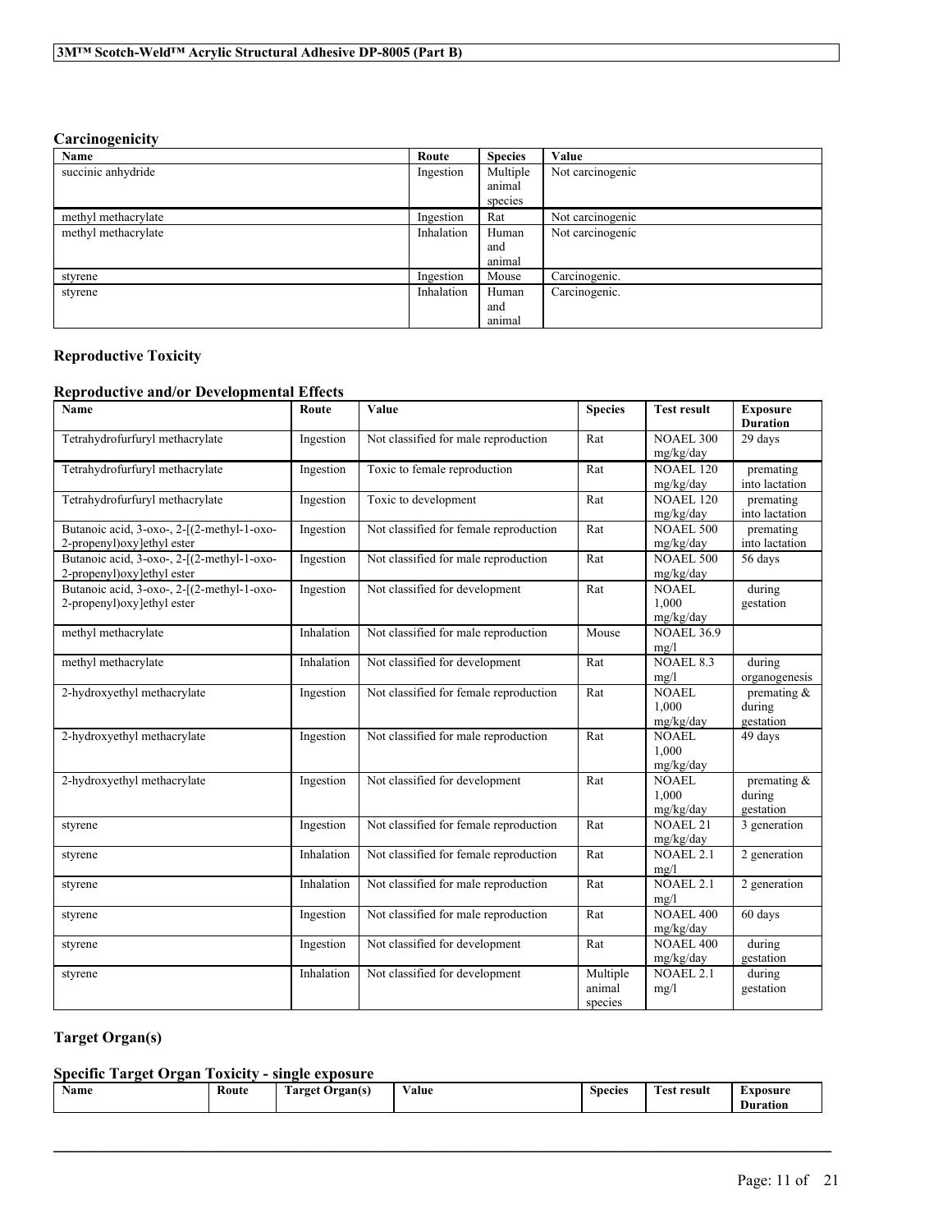### Carcinogenicity

| Name | Route | Species | Value |
|---|---|---|---|
| succinic anhydride | Ingestion | Multiple animal species | Not carcinogenic |
| methyl methacrylate | Ingestion | Rat | Not carcinogenic |
| methyl methacrylate | Inhalation | Human and animal | Not carcinogenic |
| styrene | Ingestion | Mouse | Carcinogenic. |
| styrene | Inhalation | Human and animal | Carcinogenic. |

### Reproductive Toxicity

### Reproductive and/or Developmental Effects

| Name | Route | Value | Species | Test result | Exposure Duration |
|---|---|---|---|---|---|
| Tetrahydrofurfuryl methacrylate | Ingestion | Not classified for male reproduction | Rat | NOAEL 300 mg/kg/day | 29 days |
| Tetrahydrofurfuryl methacrylate | Ingestion | Toxic to female reproduction | Rat | NOAEL 120 mg/kg/day | premating into lactation |
| Tetrahydrofurfuryl methacrylate | Ingestion | Toxic to development | Rat | NOAEL 120 mg/kg/day | premating into lactation |
| Butanoic acid, 3-oxo-, 2-[(2-methyl-1-oxo-2-propenyl)oxy]ethyl ester | Ingestion | Not classified for female reproduction | Rat | NOAEL 500 mg/kg/day | premating into lactation |
| Butanoic acid, 3-oxo-, 2-[(2-methyl-1-oxo-2-propenyl)oxy]ethyl ester | Ingestion | Not classified for male reproduction | Rat | NOAEL 500 mg/kg/day | 56 days |
| Butanoic acid, 3-oxo-, 2-[(2-methyl-1-oxo-2-propenyl)oxy]ethyl ester | Ingestion | Not classified for development | Rat | NOAEL 1,000 mg/kg/day | during gestation |
| methyl methacrylate | Inhalation | Not classified for male reproduction | Mouse | NOAEL 36.9 mg/l | |
| methyl methacrylate | Inhalation | Not classified for development | Rat | NOAEL 8.3 mg/l | during organogenesis |
| 2-hydroxyethyl methacrylate | Ingestion | Not classified for female reproduction | Rat | NOAEL 1,000 mg/kg/day | premating & during gestation |
| 2-hydroxyethyl methacrylate | Ingestion | Not classified for male reproduction | Rat | NOAEL 1,000 mg/kg/day | 49 days |
| 2-hydroxyethyl methacrylate | Ingestion | Not classified for development | Rat | NOAEL 1,000 mg/kg/day | premating & during gestation |
| styrene | Ingestion | Not classified for female reproduction | Rat | NOAEL 21 mg/kg/day | 3 generation |
| styrene | Inhalation | Not classified for female reproduction | Rat | NOAEL 2.1 mg/l | 2 generation |
| styrene | Inhalation | Not classified for male reproduction | Rat | NOAEL 2.1 mg/l | 2 generation |
| styrene | Ingestion | Not classified for male reproduction | Rat | NOAEL 400 mg/kg/day | 60 days |
| styrene | Ingestion | Not classified for development | Rat | NOAEL 400 mg/kg/day | during gestation |
| styrene | Inhalation | Not classified for development | Multiple animal species | NOAEL 2.1 mg/l | during gestation |

### Target Organ(s)

### Specific Target Organ Toxicity - single exposure

| Name | Route | Target Organ(s) | Value | Species | Test result | Exposure Duration |
|---|---|---|---|---|---|---|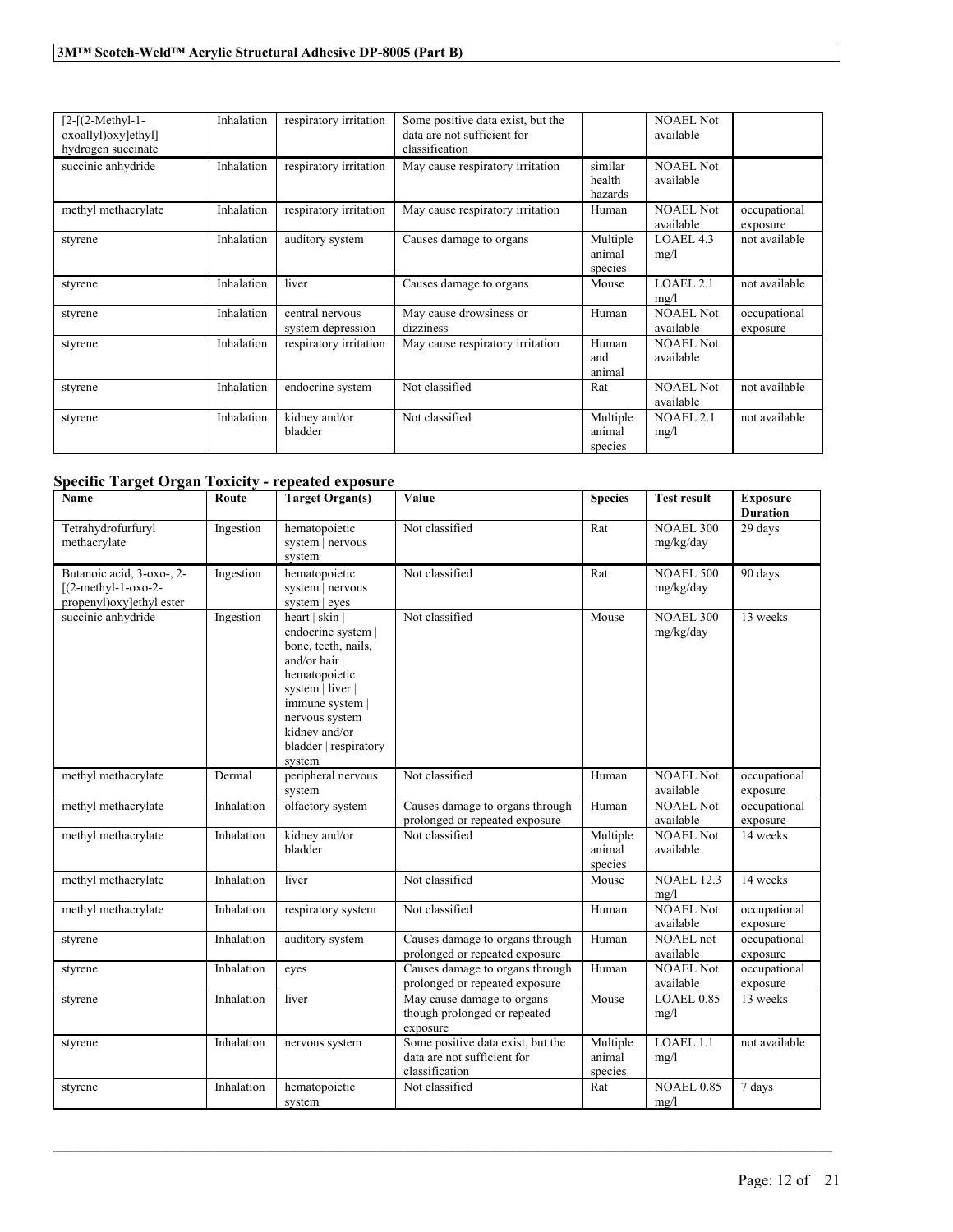| | | | | | | |
|---|---|---|---|---|---|---|
| [2-[(2-Methyl-1-oxoallyl)oxy]ethyl] hydrogen succinate | Inhalation | respiratory irritation | Some positive data exist, but the data are not sufficient for classification | | NOAEL Not available | |
| succinic anhydride | Inhalation | respiratory irritation | May cause respiratory irritation | similar health hazards | NOAEL Not available | |
| methyl methacrylate | Inhalation | respiratory irritation | May cause respiratory irritation | Human | NOAEL Not available | occupational exposure |
| styrene | Inhalation | auditory system | Causes damage to organs | Multiple animal species | LOAEL 4.3 mg/l | not available |
| styrene | Inhalation | liver | Causes damage to organs | Mouse | LOAEL 2.1 mg/l | not available |
| styrene | Inhalation | central nervous system depression | May cause drowsiness or dizziness | Human | NOAEL Not available | occupational exposure |
| styrene | Inhalation | respiratory irritation | May cause respiratory irritation | Human and animal | NOAEL Not available | |
| styrene | Inhalation | endocrine system | Not classified | Rat | NOAEL Not available | not available |
| styrene | Inhalation | kidney and/or bladder | Not classified | Multiple animal species | NOAEL 2.1 mg/l | not available |

## Specific Target Organ Toxicity - repeated exposure

| Name | Route | Target Organ(s) | Value | Species | Test result | Exposure Duration |
|---|---|---|---|---|---|---|
| Tetrahydrofurfuryl methacrylate | Ingestion | hematopoietic system \| nervous system | Not classified | Rat | NOAEL 300 mg/kg/day | 29 days |
| Butanoic acid, 3-oxo-, 2-[(2-methyl-1-oxo-2-propenyl)oxy]ethyl ester | Ingestion | hematopoietic system \| nervous system \| eyes | Not classified | Rat | NOAEL 500 mg/kg/day | 90 days |
| succinic anhydride | Ingestion | heart \| skin \| endocrine system \| bone, teeth, nails, and/or hair \| hematopoietic system \| liver \| immune system \| nervous system \| kidney and/or bladder \| respiratory system | Not classified | Mouse | NOAEL 300 mg/kg/day | 13 weeks |
| methyl methacrylate | Dermal | peripheral nervous system | Not classified | Human | NOAEL Not available | occupational exposure |
| methyl methacrylate | Inhalation | olfactory system | Causes damage to organs through prolonged or repeated exposure | Human | NOAEL Not available | occupational exposure |
| methyl methacrylate | Inhalation | kidney and/or bladder | Not classified | Multiple animal species | NOAEL Not available | 14 weeks |
| methyl methacrylate | Inhalation | liver | Not classified | Mouse | NOAEL 12.3 mg/l | 14 weeks |
| methyl methacrylate | Inhalation | respiratory system | Not classified | Human | NOAEL Not available | occupational exposure |
| styrene | Inhalation | auditory system | Causes damage to organs through prolonged or repeated exposure | Human | NOAEL not available | occupational exposure |
| styrene | Inhalation | eyes | Causes damage to organs through prolonged or repeated exposure | Human | NOAEL Not available | occupational exposure |
| styrene | Inhalation | liver | May cause damage to organs though prolonged or repeated exposure | Mouse | LOAEL 0.85 mg/l | 13 weeks |
| styrene | Inhalation | nervous system | Some positive data exist, but the data are not sufficient for classification | Multiple animal species | LOAEL 1.1 mg/l | not available |
| styrene | Inhalation | hematopoietic system | Not classified | Rat | NOAEL 0.85 mg/l | 7 days |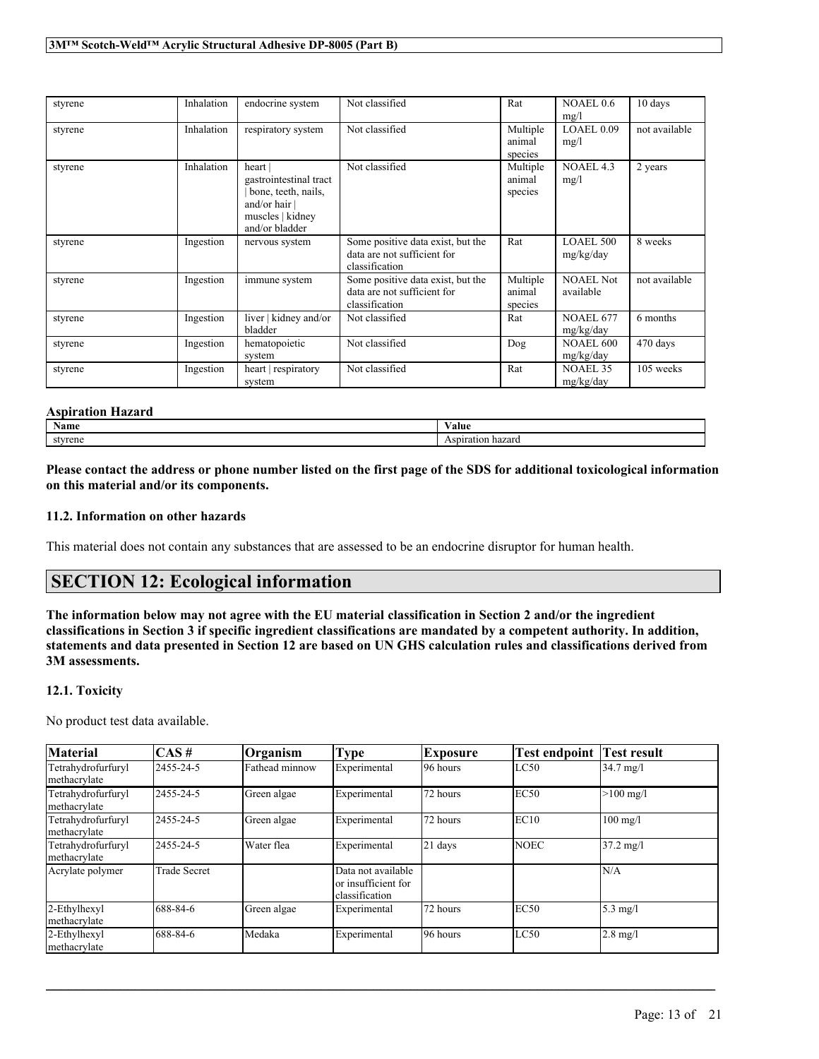| styrene | Inhalation | endocrine system | Not classified | Rat | NOAEL 0.6 mg/l | 10 days |
|---|---|---|---|---|---|---|
| styrene | Inhalation | respiratory system | Not classified | Multiple animal species | LOAEL 0.09 mg/l | not available |
| styrene | Inhalation | heart \| gastrointestinal tract \| bone, teeth, nails, and/or hair \| muscles \| kidney and/or bladder | Not classified | Multiple animal species | NOAEL 4.3 mg/l | 2 years |
| styrene | Ingestion | nervous system | Some positive data exist, but the data are not sufficient for classification | Rat | LOAEL 500 mg/kg/day | 8 weeks |
| styrene | Ingestion | immune system | Some positive data exist, but the data are not sufficient for classification | Multiple animal species | NOAEL Not available | not available |
| styrene | Ingestion | liver \| kidney and/or bladder | Not classified | Rat | NOAEL 677 mg/kg/day | 6 months |
| styrene | Ingestion | hematopoietic system | Not classified | Dog | NOAEL 600 mg/kg/day | 470 days |
| styrene | Ingestion | heart \| respiratory system | Not classified | Rat | NOAEL 35 mg/kg/day | 105 weeks |

**Aspiration Hazard**

| Name | Value |
|---|---|
| styrene | Aspiration hazard |

**Please contact the address or phone number listed on the first page of the SDS for additional toxicological information on this material and/or its components.**

### 11.2. Information on other hazards

This material does not contain any substances that are assessed to be an endocrine disruptor for human health.

## SECTION 12: Ecological information

**The information below may not agree with the EU material classification in Section 2 and/or the ingredient classifications in Section 3 if specific ingredient classifications are mandated by a competent authority. In addition, statements and data presented in Section 12 are based on UN GHS calculation rules and classifications derived from 3M assessments.**

### 12.1. Toxicity

No product test data available.

| Material | CAS # | Organism | Type | Exposure | Test endpoint | Test result |
|---|---|---|---|---|---|---|
| Tetrahydrofurfuryl methacrylate | 2455-24-5 | Fathead minnow | Experimental | 96 hours | LC50 | 34.7 mg/l |
| Tetrahydrofurfuryl methacrylate | 2455-24-5 | Green algae | Experimental | 72 hours | EC50 | >100 mg/l |
| Tetrahydrofurfuryl methacrylate | 2455-24-5 | Green algae | Experimental | 72 hours | EC10 | 100 mg/l |
| Tetrahydrofurfuryl methacrylate | 2455-24-5 | Water flea | Experimental | 21 days | NOEC | 37.2 mg/l |
| Acrylate polymer | Trade Secret | | Data not available or insufficient for classification | | | N/A |
| 2-Ethylhexyl methacrylate | 688-84-6 | Green algae | Experimental | 72 hours | EC50 | 5.3 mg/l |
| 2-Ethylhexyl methacrylate | 688-84-6 | Medaka | Experimental | 96 hours | LC50 | 2.8 mg/l |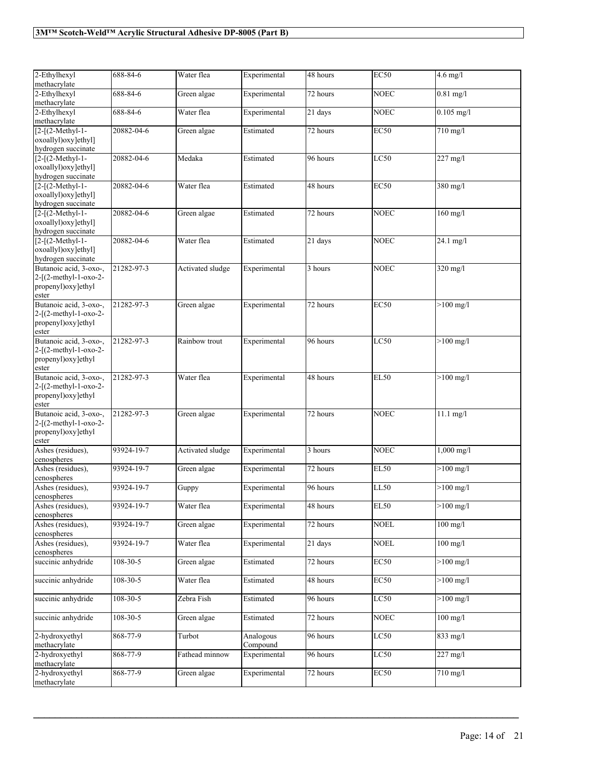| 2-Ethylhexyl methacrylate | 688-84-6 | Water flea | Experimental | 48 hours | EC50 | 4.6 mg/l |
|---|---|---|---|---|---|---|
| 2-Ethylhexyl methacrylate | 688-84-6 | Green algae | Experimental | 72 hours | NOEC | 0.81 mg/l |
| 2-Ethylhexyl methacrylate | 688-84-6 | Water flea | Experimental | 21 days | NOEC | 0.105 mg/l |
| [2-[(2-Methyl-1-oxoallyl)oxy]ethyl] hydrogen succinate | 20882-04-6 | Green algae | Estimated | 72 hours | EC50 | 710 mg/l |
| [2-[(2-Methyl-1-oxoallyl)oxy]ethyl] hydrogen succinate | 20882-04-6 | Medaka | Estimated | 96 hours | LC50 | 227 mg/l |
| [2-[(2-Methyl-1-oxoallyl)oxy]ethyl] hydrogen succinate | 20882-04-6 | Water flea | Estimated | 48 hours | EC50 | 380 mg/l |
| [2-[(2-Methyl-1-oxoallyl)oxy]ethyl] hydrogen succinate | 20882-04-6 | Green algae | Estimated | 72 hours | NOEC | 160 mg/l |
| [2-[(2-Methyl-1-oxoallyl)oxy]ethyl] hydrogen succinate | 20882-04-6 | Water flea | Estimated | 21 days | NOEC | 24.1 mg/l |
| Butanoic acid, 3-oxo-, 2-[(2-methyl-1-oxo-2-propenyl)oxy]ethyl ester | 21282-97-3 | Activated sludge | Experimental | 3 hours | NOEC | 320 mg/l |
| Butanoic acid, 3-oxo-, 2-[(2-methyl-1-oxo-2-propenyl)oxy]ethyl ester | 21282-97-3 | Green algae | Experimental | 72 hours | EC50 | >100 mg/l |
| Butanoic acid, 3-oxo-, 2-[(2-methyl-1-oxo-2-propenyl)oxy]ethyl ester | 21282-97-3 | Rainbow trout | Experimental | 96 hours | LC50 | >100 mg/l |
| Butanoic acid, 3-oxo-, 2-[(2-methyl-1-oxo-2-propenyl)oxy]ethyl ester | 21282-97-3 | Water flea | Experimental | 48 hours | EL50 | >100 mg/l |
| Butanoic acid, 3-oxo-, 2-[(2-methyl-1-oxo-2-propenyl)oxy]ethyl ester | 21282-97-3 | Green algae | Experimental | 72 hours | NOEC | 11.1 mg/l |
| Ashes (residues), cenospheres | 93924-19-7 | Activated sludge | Experimental | 3 hours | NOEC | 1,000 mg/l |
| Ashes (residues), cenospheres | 93924-19-7 | Green algae | Experimental | 72 hours | EL50 | >100 mg/l |
| Ashes (residues), cenospheres | 93924-19-7 | Guppy | Experimental | 96 hours | LL50 | >100 mg/l |
| Ashes (residues), cenospheres | 93924-19-7 | Water flea | Experimental | 48 hours | EL50 | >100 mg/l |
| Ashes (residues), cenospheres | 93924-19-7 | Green algae | Experimental | 72 hours | NOEL | 100 mg/l |
| Ashes (residues), cenospheres | 93924-19-7 | Water flea | Experimental | 21 days | NOEL | 100 mg/l |
| succinic anhydride | 108-30-5 | Green algae | Estimated | 72 hours | EC50 | >100 mg/l |
| succinic anhydride | 108-30-5 | Water flea | Estimated | 48 hours | EC50 | >100 mg/l |
| succinic anhydride | 108-30-5 | Zebra Fish | Estimated | 96 hours | LC50 | >100 mg/l |
| succinic anhydride | 108-30-5 | Green algae | Estimated | 72 hours | NOEC | 100 mg/l |
| 2-hydroxyethyl methacrylate | 868-77-9 | Turbot | Analogous Compound | 96 hours | LC50 | 833 mg/l |
| 2-hydroxyethyl methacrylate | 868-77-9 | Fathead minnow | Experimental | 96 hours | LC50 | 227 mg/l |
| 2-hydroxyethyl methacrylate | 868-77-9 | Green algae | Experimental | 72 hours | EC50 | 710 mg/l |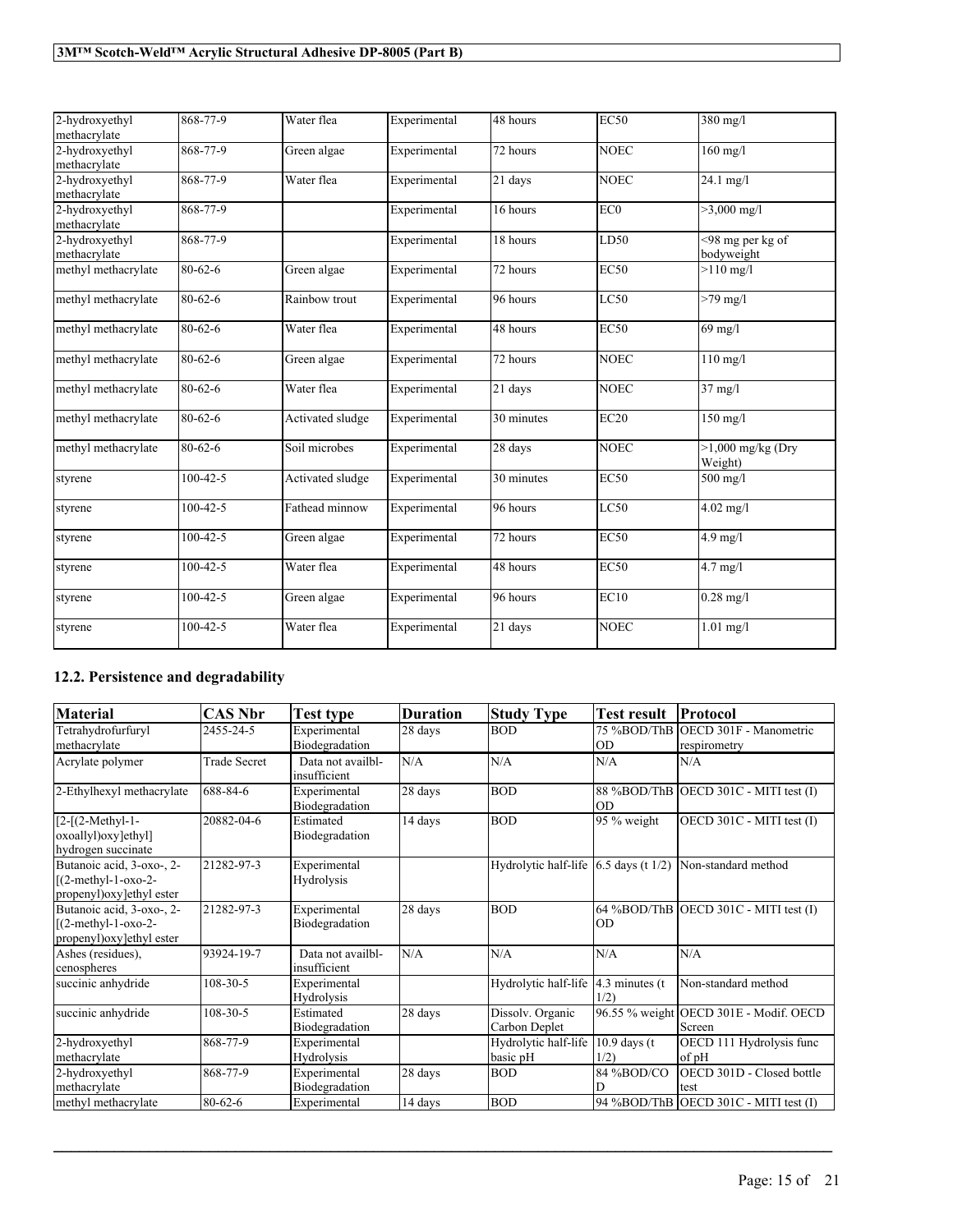| 2-hydroxyethyl methacrylate | 868-77-9 | Water flea | Experimental | 48 hours | EC50 | 380 mg/l |
|---|---|---|---|---|---|---|
| 2-hydroxyethyl methacrylate | 868-77-9 | Green algae | Experimental | 72 hours | NOEC | 160 mg/l |
| 2-hydroxyethyl methacrylate | 868-77-9 | Water flea | Experimental | 21 days | NOEC | 24.1 mg/l |
| 2-hydroxyethyl methacrylate | 868-77-9 | | Experimental | 16 hours | EC0 | >3,000 mg/l |
| 2-hydroxyethyl methacrylate | 868-77-9 | | Experimental | 18 hours | LD50 | <98 mg per kg of bodyweight |
| methyl methacrylate | 80-62-6 | Green algae | Experimental | 72 hours | EC50 | >110 mg/l |
| methyl methacrylate | 80-62-6 | Rainbow trout | Experimental | 96 hours | LC50 | >79 mg/l |
| methyl methacrylate | 80-62-6 | Water flea | Experimental | 48 hours | EC50 | 69 mg/l |
| methyl methacrylate | 80-62-6 | Green algae | Experimental | 72 hours | NOEC | 110 mg/l |
| methyl methacrylate | 80-62-6 | Water flea | Experimental | 21 days | NOEC | 37 mg/l |
| methyl methacrylate | 80-62-6 | Activated sludge | Experimental | 30 minutes | EC20 | 150 mg/l |
| methyl methacrylate | 80-62-6 | Soil microbes | Experimental | 28 days | NOEC | >1,000 mg/kg (Dry Weight) |
| styrene | 100-42-5 | Activated sludge | Experimental | 30 minutes | EC50 | 500 mg/l |
| styrene | 100-42-5 | Fathead minnow | Experimental | 96 hours | LC50 | 4.02 mg/l |
| styrene | 100-42-5 | Green algae | Experimental | 72 hours | EC50 | 4.9 mg/l |
| styrene | 100-42-5 | Water flea | Experimental | 48 hours | EC50 | 4.7 mg/l |
| styrene | 100-42-5 | Green algae | Experimental | 96 hours | EC10 | 0.28 mg/l |
| styrene | 100-42-5 | Water flea | Experimental | 21 days | NOEC | 1.01 mg/l |

## 12.2. Persistence and degradability

| Material | CAS Nbr | Test type | Duration | Study Type | Test result | Protocol |
|---|---|---|---|---|---|---|
| Tetrahydrofurfuryl methacrylate | 2455-24-5 | Experimental Biodegradation | 28 days | BOD | 75 %BOD/ThBOD | OECD 301F - Manometric respirometry |
| Acrylate polymer | Trade Secret | Data not availbl-insufficient | N/A | N/A | N/A | N/A |
| 2-Ethylhexyl methacrylate | 688-84-6 | Experimental Biodegradation | 28 days | BOD | 88 %BOD/ThBOD | OECD 301C - MITI test (I) |
| [2-[(2-Methyl-1-oxoallyl)oxy]ethyl] hydrogen succinate | 20882-04-6 | Estimated Biodegradation | 14 days | BOD | 95 % weight | OECD 301C - MITI test (I) |
| Butanoic acid, 3-oxo-, 2-[(2-methyl-1-oxo-2-propenyl)oxy]ethyl ester | 21282-97-3 | Experimental Hydrolysis | | Hydrolytic half-life | 6.5 days (t 1/2) | Non-standard method |
| Butanoic acid, 3-oxo-, 2-[(2-methyl-1-oxo-2-propenyl)oxy]ethyl ester | 21282-97-3 | Experimental Biodegradation | 28 days | BOD | 64 %BOD/ThBOD | OECD 301C - MITI test (I) |
| Ashes (residues), cenospheres | 93924-19-7 | Data not availbl-insufficient | N/A | N/A | N/A | N/A |
| succinic anhydride | 108-30-5 | Experimental Hydrolysis | | Hydrolytic half-life | 4.3 minutes (t 1/2) | Non-standard method |
| succinic anhydride | 108-30-5 | Estimated Biodegradation | 28 days | Dissolv. Organic Carbon Deplet | 96.55 % weight | OECD 301E - Modif. OECD Screen |
| 2-hydroxyethyl methacrylate | 868-77-9 | Experimental Hydrolysis | | Hydrolytic half-life basic pH | 10.9 days (t 1/2) | OECD 111 Hydrolysis func of pH |
| 2-hydroxyethyl methacrylate | 868-77-9 | Experimental Biodegradation | 28 days | BOD | 84 %BOD/COD | OECD 301D - Closed bottle test |
| methyl methacrylate | 80-62-6 | Experimental | 14 days | BOD | 94 %BOD/ThB | OECD 301C - MITI test (I) |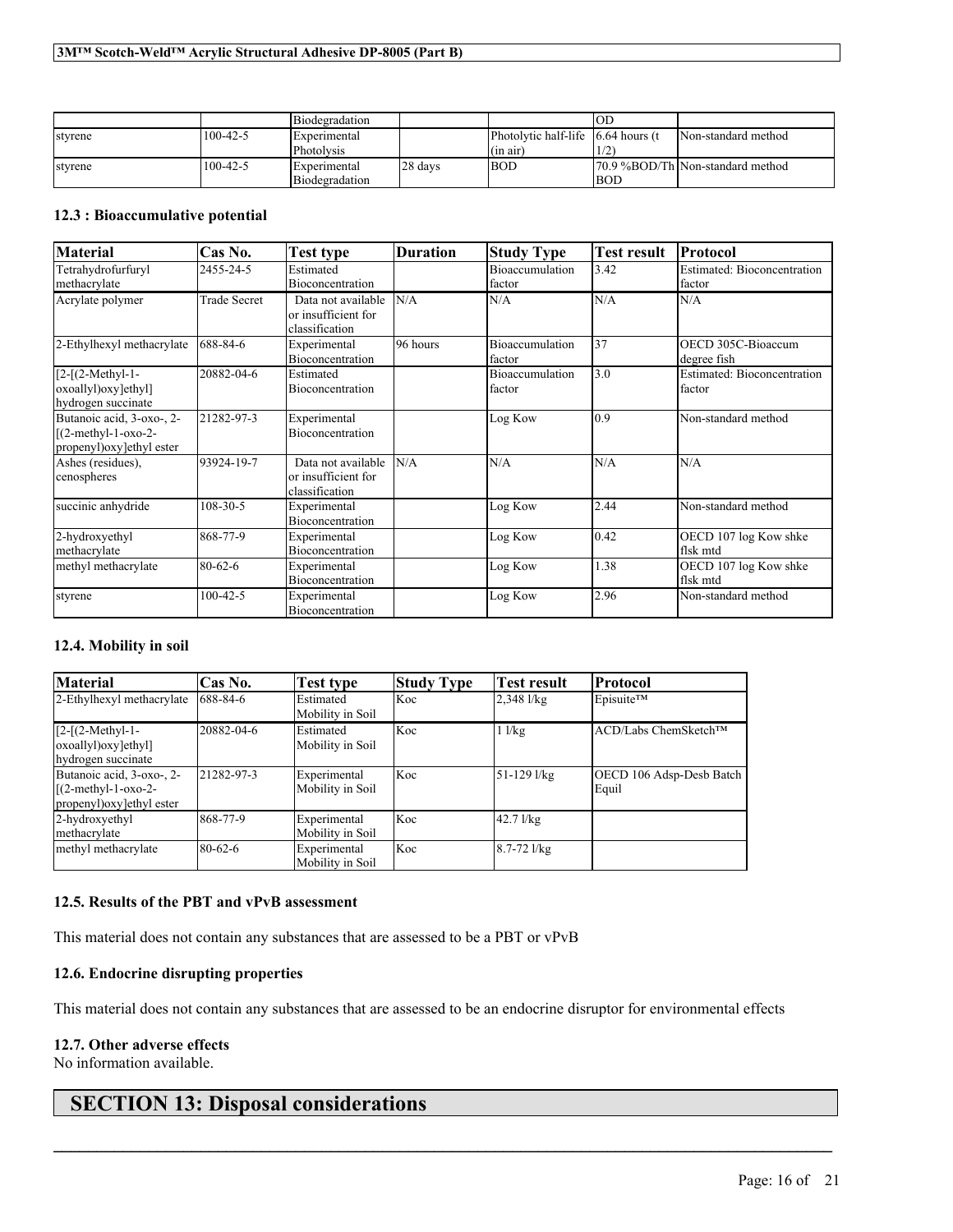| | | Biodegradation | | | OD | |
|---|---|---|---|---|---|---|
| styrene | 100-42-5 | Experimental Photolysis | | Photolytic half-life (in air) | 6.64 hours (t 1/2) | Non-standard method |
| styrene | 100-42-5 | Experimental Biodegradation | 28 days | BOD | 70.9 %BOD/ThBOD | Non-standard method |

### 12.3 : Bioaccumulative potential

| Material | Cas No. | Test type | Duration | Study Type | Test result | Protocol |
|---|---|---|---|---|---|---|
| Tetrahydrofurfuryl methacrylate | 2455-24-5 | Estimated Bioconcentration | | Bioaccumulation factor | 3.42 | Estimated: Bioconcentration factor |
| Acrylate polymer | Trade Secret | Data not available or insufficient for classification | N/A | N/A | N/A | N/A |
| 2-Ethylhexyl methacrylate | 688-84-6 | Experimental Bioconcentration | 96 hours | Bioaccumulation factor | 37 | OECD 305C-Bioaccum degree fish |
| [2-[(2-Methyl-1-oxoallyl)oxy]ethyl] hydrogen succinate | 20882-04-6 | Estimated Bioconcentration | | Bioaccumulation factor | 3.0 | Estimated: Bioconcentration factor |
| Butanoic acid, 3-oxo-, 2-[(2-methyl-1-oxo-2-propenyl)oxy]ethyl ester | 21282-97-3 | Experimental Bioconcentration | | Log Kow | 0.9 | Non-standard method |
| Ashes (residues), cenospheres | 93924-19-7 | Data not available or insufficient for classification | N/A | N/A | N/A | N/A |
| succinic anhydride | 108-30-5 | Experimental Bioconcentration | | Log Kow | 2.44 | Non-standard method |
| 2-hydroxyethyl methacrylate | 868-77-9 | Experimental Bioconcentration | | Log Kow | 0.42 | OECD 107 log Kow shke flsk mtd |
| methyl methacrylate | 80-62-6 | Experimental Bioconcentration | | Log Kow | 1.38 | OECD 107 log Kow shke flsk mtd |
| styrene | 100-42-5 | Experimental Bioconcentration | | Log Kow | 2.96 | Non-standard method |

### 12.4. Mobility in soil

| Material | Cas No. | Test type | Study Type | Test result | Protocol |
|---|---|---|---|---|---|
| 2-Ethylhexyl methacrylate | 688-84-6 | Estimated Mobility in Soil | Koc | 2,348 l/kg | Episuite™ |
| [2-[(2-Methyl-1-oxoallyl)oxy]ethyl] hydrogen succinate | 20882-04-6 | Estimated Mobility in Soil | Koc | 1 l/kg | ACD/Labs ChemSketch™ |
| Butanoic acid, 3-oxo-, 2-[(2-methyl-1-oxo-2-propenyl)oxy]ethyl ester | 21282-97-3 | Experimental Mobility in Soil | Koc | 51-129 l/kg | OECD 106 Adsp-Desb Batch Equil |
| 2-hydroxyethyl methacrylate | 868-77-9 | Experimental Mobility in Soil | Koc | 42.7 l/kg | |
| methyl methacrylate | 80-62-6 | Experimental Mobility in Soil | Koc | 8.7-72 l/kg | |

### 12.5. Results of the PBT and vPvB assessment

This material does not contain any substances that are assessed to be a PBT or vPvB

### 12.6. Endocrine disrupting properties

This material does not contain any substances that are assessed to be an endocrine disruptor for environmental effects

### 12.7. Other adverse effects

No information available.

## SECTION 13: Disposal considerations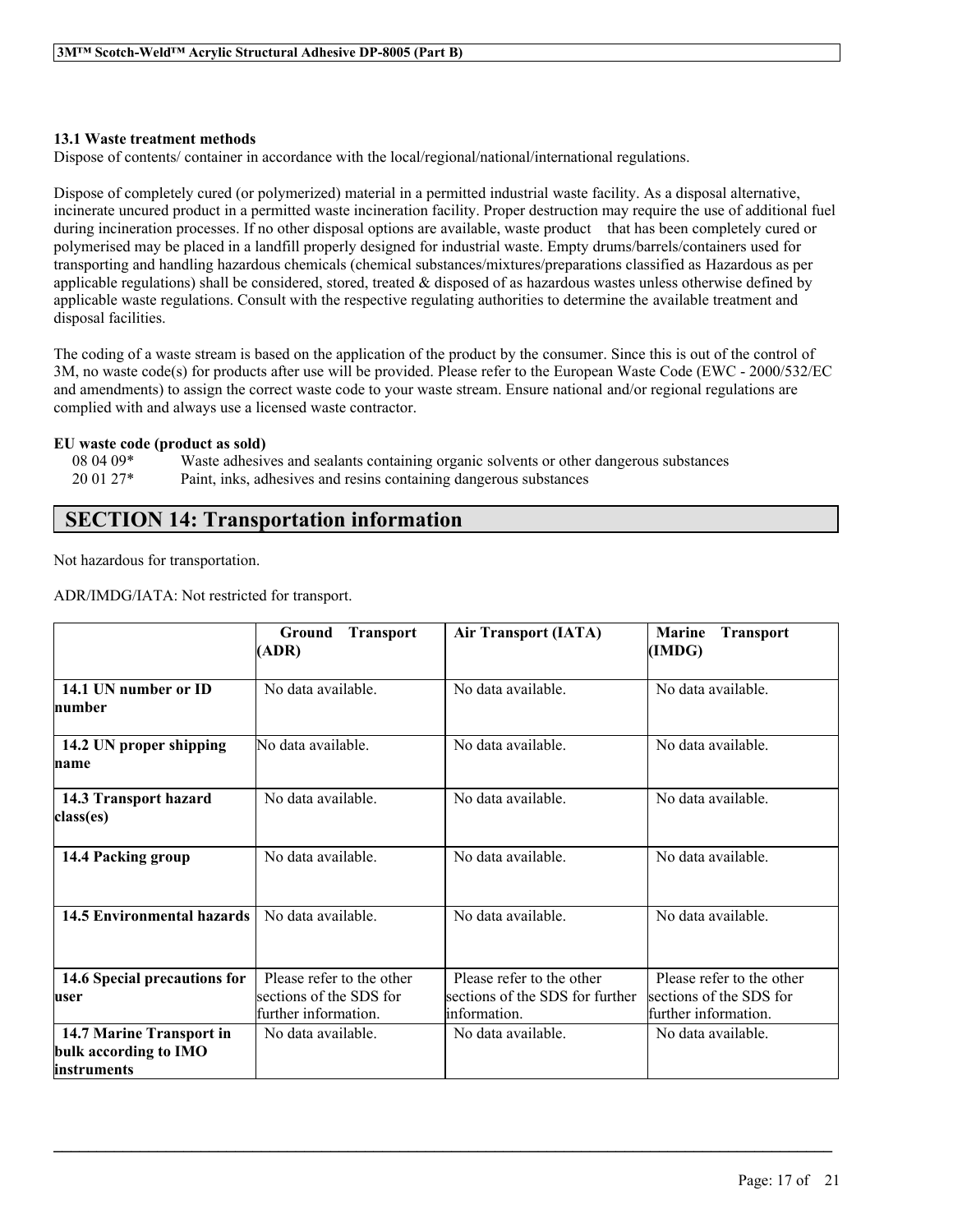### 13.1 Waste treatment methods

Dispose of contents/ container in accordance with the local/regional/national/international regulations.

Dispose of completely cured (or polymerized) material in a permitted industrial waste facility. As a disposal alternative, incinerate uncured product in a permitted waste incineration facility. Proper destruction may require the use of additional fuel during incineration processes. If no other disposal options are available, waste product that has been completely cured or polymerised may be placed in a landfill properly designed for industrial waste. Empty drums/barrels/containers used for transporting and handling hazardous chemicals (chemical substances/mixtures/preparations classified as Hazardous as per applicable regulations) shall be considered, stored, treated & disposed of as hazardous wastes unless otherwise defined by applicable waste regulations. Consult with the respective regulating authorities to determine the available treatment and disposal facilities.

The coding of a waste stream is based on the application of the product by the consumer. Since this is out of the control of 3M, no waste code(s) for products after use will be provided. Please refer to the European Waste Code (EWC - 2000/532/EC and amendments) to assign the correct waste code to your waste stream. Ensure national and/or regional regulations are complied with and always use a licensed waste contractor.

**EU waste code (product as sold)**

08 04 09* Waste adhesives and sealants containing organic solvents or other dangerous substances
20 01 27* Paint, inks, adhesives and resins containing dangerous substances

## SECTION 14: Transportation information

Not hazardous for transportation.

ADR/IMDG/IATA: Not restricted for transport.

| | **Ground Transport (ADR)** | **Air Transport (IATA)** | **Marine Transport (IMDG)** |
|---|---|---|---|
| **14.1 UN number or ID number** | No data available. | No data available. | No data available. |
| **14.2 UN proper shipping name** | No data available. | No data available. | No data available. |
| **14.3 Transport hazard class(es)** | No data available. | No data available. | No data available. |
| **14.4 Packing group** | No data available. | No data available. | No data available. |
| **14.5 Environmental hazards** | No data available. | No data available. | No data available. |
| **14.6 Special precautions for user** | Please refer to the other sections of the SDS for further information. | Please refer to the other sections of the SDS for further information. | Please refer to the other sections of the SDS for further information. |
| **14.7 Marine Transport in bulk according to IMO instruments** | No data available. | No data available. | No data available. |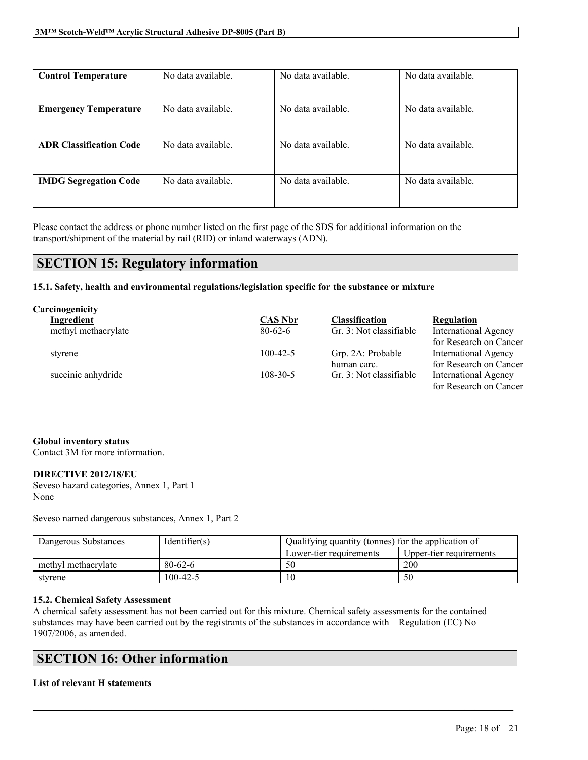| Control Temperature | No data available. | No data available. | No data available. |
|---|---|---|---|
| Emergency Temperature | No data available. | No data available. | No data available. |
| ADR Classification Code | No data available. | No data available. | No data available. |
| IMDG Segregation Code | No data available. | No data available. | No data available. |

Please contact the address or phone number listed on the first page of the SDS for additional information on the transport/shipment of the material by rail (RID) or inland waterways (ADN).

## SECTION 15: Regulatory information

### 15.1. Safety, health and environmental regulations/legislation specific for the substance or mixture

**Carcinogenicity**

| Ingredient | CAS Nbr | Classification | Regulation |
|---|---|---|---|
| methyl methacrylate | 80-62-6 | Gr. 3: Not classifiable | International Agency for Research on Cancer |
| styrene | 100-42-5 | Grp. 2A: Probable human carc. | International Agency for Research on Cancer |
| succinic anhydride | 108-30-5 | Gr. 3: Not classifiable | International Agency for Research on Cancer |

**Global inventory status**
Contact 3M for more information.

**DIRECTIVE 2012/18/EU**
Seveso hazard categories, Annex 1, Part 1
None

Seveso named dangerous substances, Annex 1, Part 2

| Dangerous Substances | Identifier(s) | Qualifying quantity (tonnes) for the application of | |
|---|---|---|---|
| | | Lower-tier requirements | Upper-tier requirements |
| methyl methacrylate | 80-62-6 | 50 | 200 |
| styrene | 100-42-5 | 10 | 50 |

### 15.2. Chemical Safety Assessment

A chemical safety assessment has not been carried out for this mixture. Chemical safety assessments for the contained substances may have been carried out by the registrants of the substances in accordance with Regulation (EC) No 1907/2006, as amended.

## SECTION 16: Other information

**List of relevant H statements**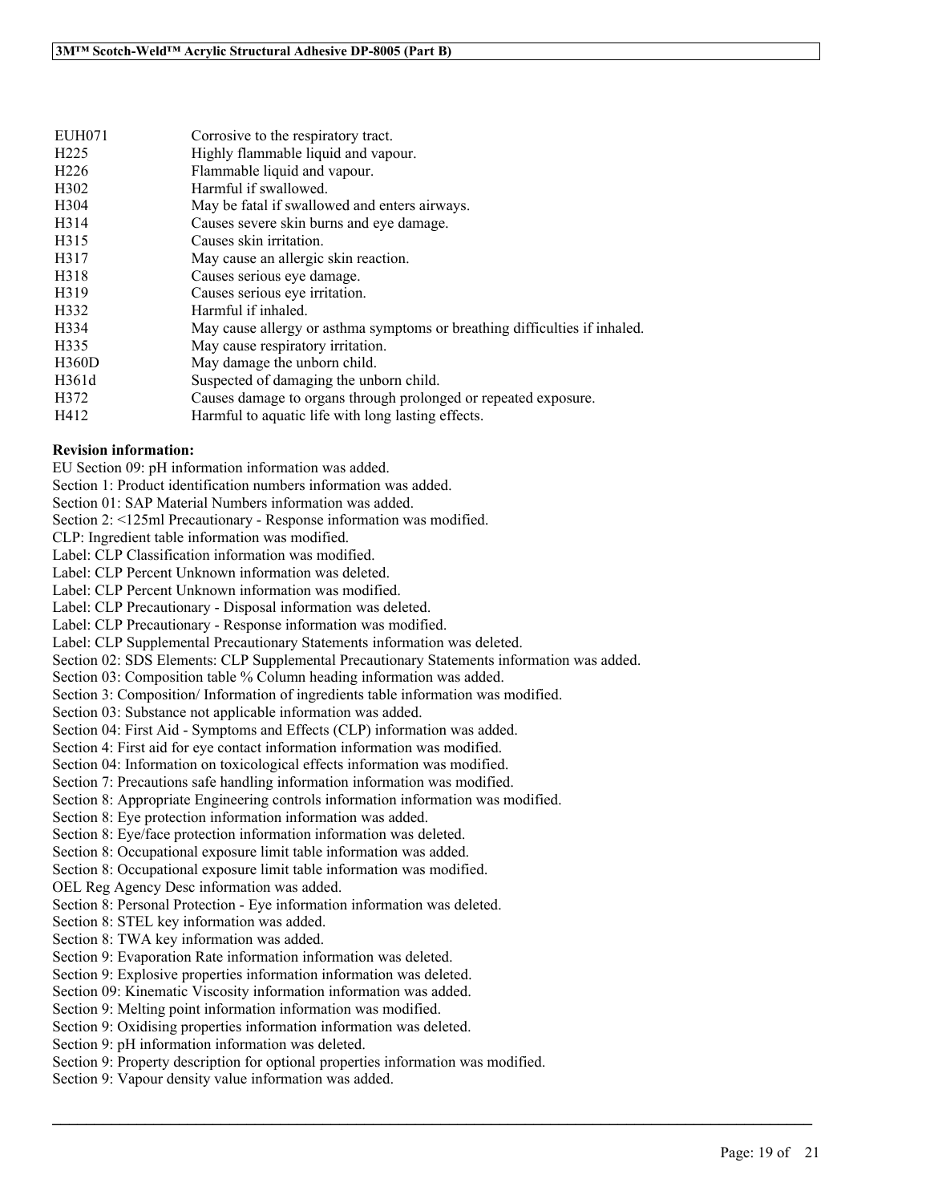| | |
|---|---|
| EUH071 | Corrosive to the respiratory tract. |
| H225 | Highly flammable liquid and vapour. |
| H226 | Flammable liquid and vapour. |
| H302 | Harmful if swallowed. |
| H304 | May be fatal if swallowed and enters airways. |
| H314 | Causes severe skin burns and eye damage. |
| H315 | Causes skin irritation. |
| H317 | May cause an allergic skin reaction. |
| H318 | Causes serious eye damage. |
| H319 | Causes serious eye irritation. |
| H332 | Harmful if inhaled. |
| H334 | May cause allergy or asthma symptoms or breathing difficulties if inhaled. |
| H335 | May cause respiratory irritation. |
| H360D | May damage the unborn child. |
| H361d | Suspected of damaging the unborn child. |
| H372 | Causes damage to organs through prolonged or repeated exposure. |
| H412 | Harmful to aquatic life with long lasting effects. |

**Revision information:**

EU Section 09: pH information information was added.
Section 1: Product identification numbers information was added.
Section 01: SAP Material Numbers information was added.
Section 2: <125ml Precautionary - Response information was modified.
CLP: Ingredient table information was modified.
Label: CLP Classification information was modified.
Label: CLP Percent Unknown information was deleted.
Label: CLP Percent Unknown information was modified.
Label: CLP Precautionary - Disposal information was deleted.
Label: CLP Precautionary - Response information was modified.
Label: CLP Supplemental Precautionary Statements information was deleted.
Section 02: SDS Elements: CLP Supplemental Precautionary Statements information was added.
Section 03: Composition table % Column heading information was added.
Section 3: Composition/ Information of ingredients table information was modified.
Section 03: Substance not applicable information was added.
Section 04: First Aid - Symptoms and Effects (CLP) information was added.
Section 4: First aid for eye contact information information was modified.
Section 04: Information on toxicological effects information was modified.
Section 7: Precautions safe handling information information was modified.
Section 8: Appropriate Engineering controls information information was modified.
Section 8: Eye protection information information was added.
Section 8: Eye/face protection information information was deleted.
Section 8: Occupational exposure limit table information was added.
Section 8: Occupational exposure limit table information was modified.
OEL Reg Agency Desc information was added.
Section 8: Personal Protection - Eye information information was deleted.
Section 8: STEL key information was added.
Section 8: TWA key information was added.
Section 9: Evaporation Rate information information was deleted.
Section 9: Explosive properties information information was deleted.
Section 09: Kinematic Viscosity information information was added.
Section 9: Melting point information information was modified.
Section 9: Oxidising properties information information was deleted.
Section 9: pH information information was deleted.
Section 9: Property description for optional properties information was modified.
Section 9: Vapour density value information was added.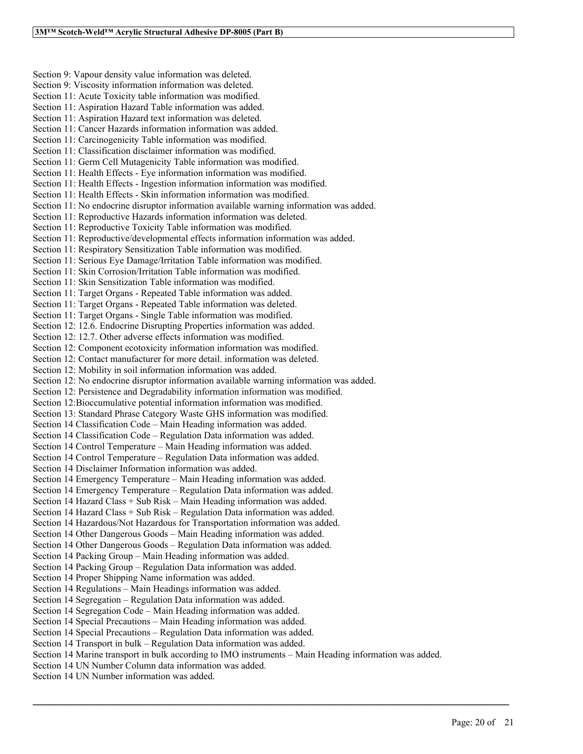Section 9: Vapour density value information was deleted.
Section 9: Viscosity information information was deleted.
Section 11: Acute Toxicity table information was modified.
Section 11: Aspiration Hazard Table information was added.
Section 11: Aspiration Hazard text information was deleted.
Section 11: Cancer Hazards information information was added.
Section 11: Carcinogenicity Table information was modified.
Section 11: Classification disclaimer information was modified.
Section 11: Germ Cell Mutagenicity Table information was modified.
Section 11: Health Effects - Eye information information was modified.
Section 11: Health Effects - Ingestion information information was modified.
Section 11: Health Effects - Skin information information was modified.
Section 11: No endocrine disruptor information available warning information was added.
Section 11: Reproductive Hazards information information was deleted.
Section 11: Reproductive Toxicity Table information was modified.
Section 11: Reproductive/developmental effects information information was added.
Section 11: Respiratory Sensitization Table information was modified.
Section 11: Serious Eye Damage/Irritation Table information was modified.
Section 11: Skin Corrosion/Irritation Table information was modified.
Section 11: Skin Sensitization Table information was modified.
Section 11: Target Organs - Repeated Table information was added.
Section 11: Target Organs - Repeated Table information was deleted.
Section 11: Target Organs - Single Table information was modified.
Section 12: 12.6. Endocrine Disrupting Properties information was added.
Section 12: 12.7. Other adverse effects information was modified.
Section 12: Component ecotoxicity information information was modified.
Section 12: Contact manufacturer for more detail. information was deleted.
Section 12: Mobility in soil information information was added.
Section 12: No endocrine disruptor information available warning information was added.
Section 12: Persistence and Degradability information information was modified.
Section 12:Bioccumulative potential information information was modified.
Section 13: Standard Phrase Category Waste GHS information was modified.
Section 14 Classification Code – Main Heading information was added.
Section 14 Classification Code – Regulation Data information was added.
Section 14 Control Temperature – Main Heading information was added.
Section 14 Control Temperature – Regulation Data information was added.
Section 14 Disclaimer Information information was added.
Section 14 Emergency Temperature – Main Heading information was added.
Section 14 Emergency Temperature – Regulation Data information was added.
Section 14 Hazard Class + Sub Risk – Main Heading information was added.
Section 14 Hazard Class + Sub Risk – Regulation Data information was added.
Section 14 Hazardous/Not Hazardous for Transportation information was added.
Section 14 Other Dangerous Goods – Main Heading information was added.
Section 14 Other Dangerous Goods – Regulation Data information was added.
Section 14 Packing Group – Main Heading information was added.
Section 14 Packing Group – Regulation Data information was added.
Section 14 Proper Shipping Name information was added.
Section 14 Regulations – Main Headings information was added.
Section 14 Segregation – Regulation Data information was added.
Section 14 Segregation Code – Main Heading information was added.
Section 14 Special Precautions – Main Heading information was added.
Section 14 Special Precautions – Regulation Data information was added.
Section 14 Transport in bulk – Regulation Data information was added.
Section 14 Marine transport in bulk according to IMO instruments – Main Heading information was added.
Section 14 UN Number Column data information was added.
Section 14 UN Number information was added.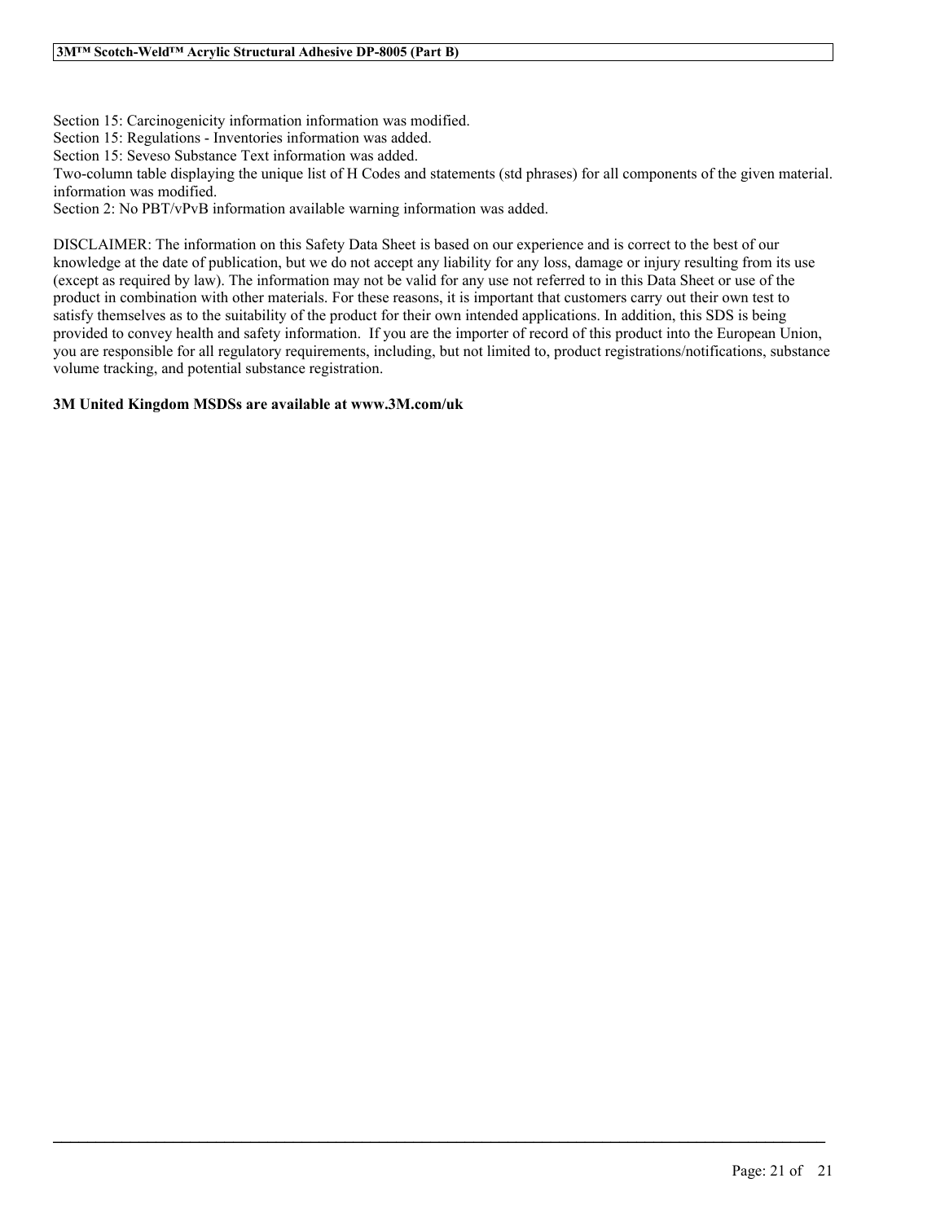Section 15: Carcinogenicity information information was modified.
Section 15: Regulations - Inventories information was added.
Section 15: Seveso Substance Text information was added.
Two-column table displaying the unique list of H Codes and statements (std phrases) for all components of the given material. information was modified.
Section 2: No PBT/vPvB information available warning information was added.

DISCLAIMER: The information on this Safety Data Sheet is based on our experience and is correct to the best of our knowledge at the date of publication, but we do not accept any liability for any loss, damage or injury resulting from its use (except as required by law). The information may not be valid for any use not referred to in this Data Sheet or use of the product in combination with other materials. For these reasons, it is important that customers carry out their own test to satisfy themselves as to the suitability of the product for their own intended applications. In addition, this SDS is being provided to convey health and safety information. If you are the importer of record of this product into the European Union, you are responsible for all regulatory requirements, including, but not limited to, product registrations/notifications, substance volume tracking, and potential substance registration.

**3M United Kingdom MSDSs are available at www.3M.com/uk**